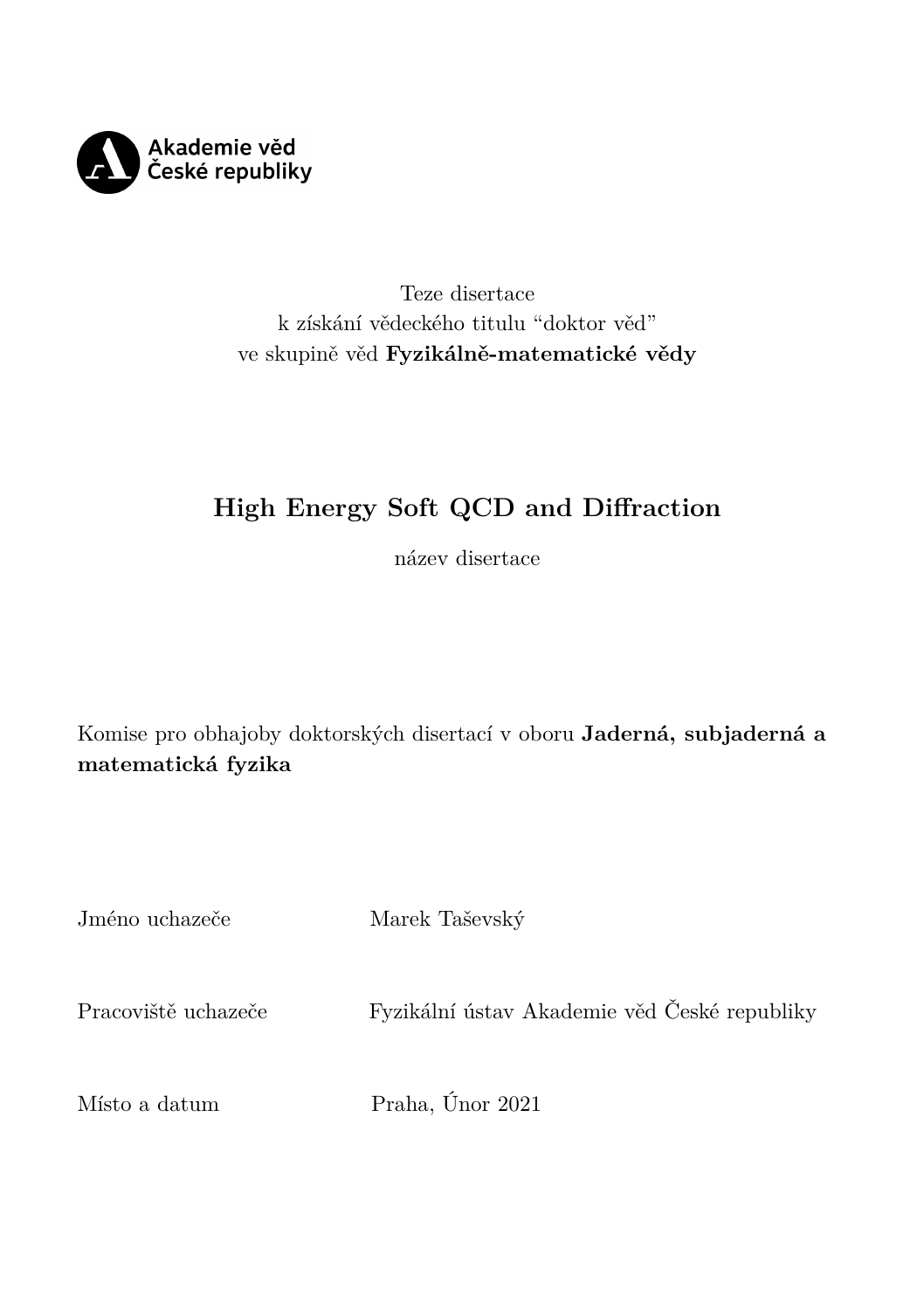Akademie věd České republiky

Teze disertace
k získání vědeckého titulu "doktor věd"
ve skupině věd **Fyzikálně-matematické vědy**

# High Energy Soft QCD and Diffraction

název disertace

Komise pro obhajoby doktorských disertací v oboru **Jaderná, subjaderná a matematická fyzika**

Jméno uchazeče Marek Taševský

Pracoviště uchazeče Fyzikální ústav Akademie věd České republiky

Místo a datum Praha, Únor 2021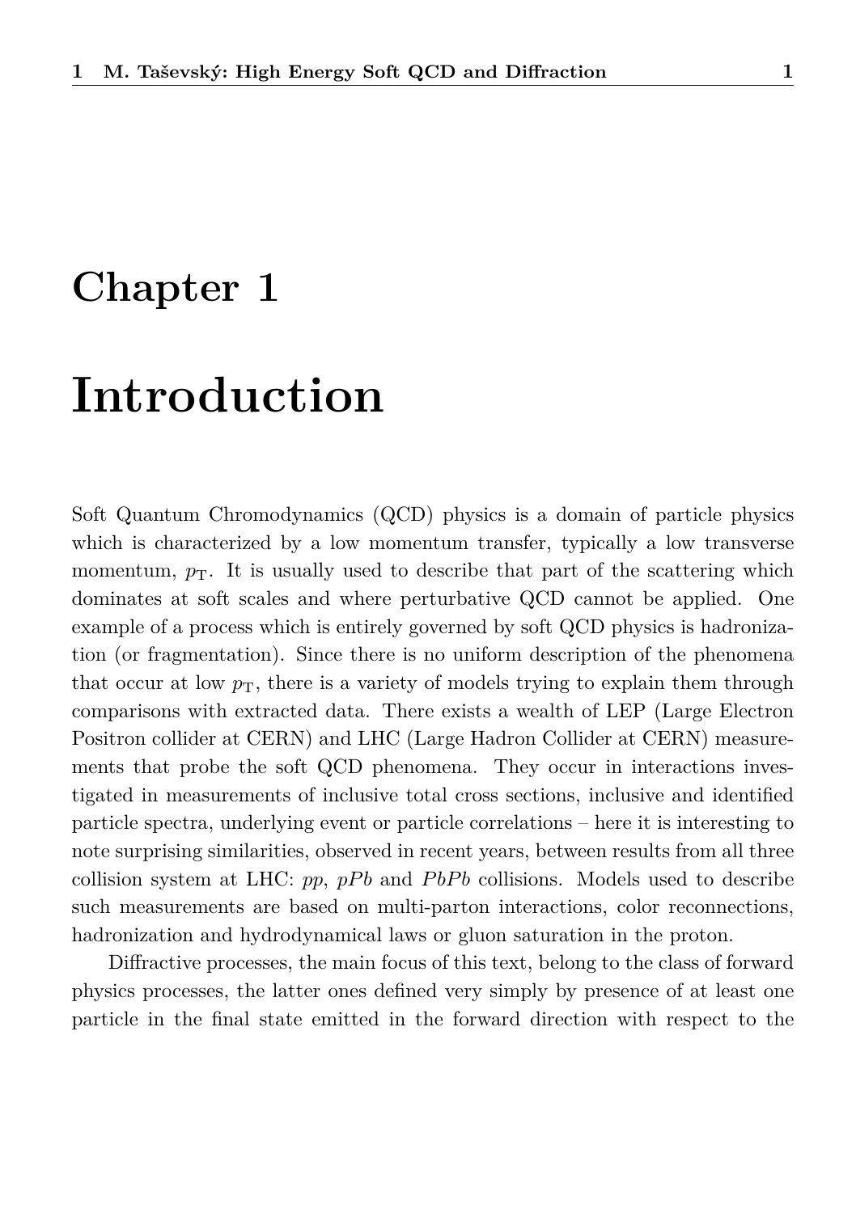# Chapter 1

# Introduction

Soft Quantum Chromodynamics (QCD) physics is a domain of particle physics which is characterized by a low momentum transfer, typically a low transverse momentum, $p_{\mathrm{T}}$. It is usually used to describe that part of the scattering which dominates at soft scales and where perturbative QCD cannot be applied. One example of a process which is entirely governed by soft QCD physics is hadronization (or fragmentation). Since there is no uniform description of the phenomena that occur at low $p_{\mathrm{T}}$, there is a variety of models trying to explain them through comparisons with extracted data. There exists a wealth of LEP (Large Electron Positron collider at CERN) and LHC (Large Hadron Collider at CERN) measurements that probe the soft QCD phenomena. They occur in interactions investigated in measurements of inclusive total cross sections, inclusive and identified particle spectra, underlying event or particle correlations – here it is interesting to note surprising similarities, observed in recent years, between results from all three collision system at LHC: *pp*, *pPb* and *PbPb* collisions. Models used to describe such measurements are based on multi-parton interactions, color reconnections, hadronization and hydrodynamical laws or gluon saturation in the proton.

Diffractive processes, the main focus of this text, belong to the class of forward physics processes, the latter ones defined very simply by presence of at least one particle in the final state emitted in the forward direction with respect to the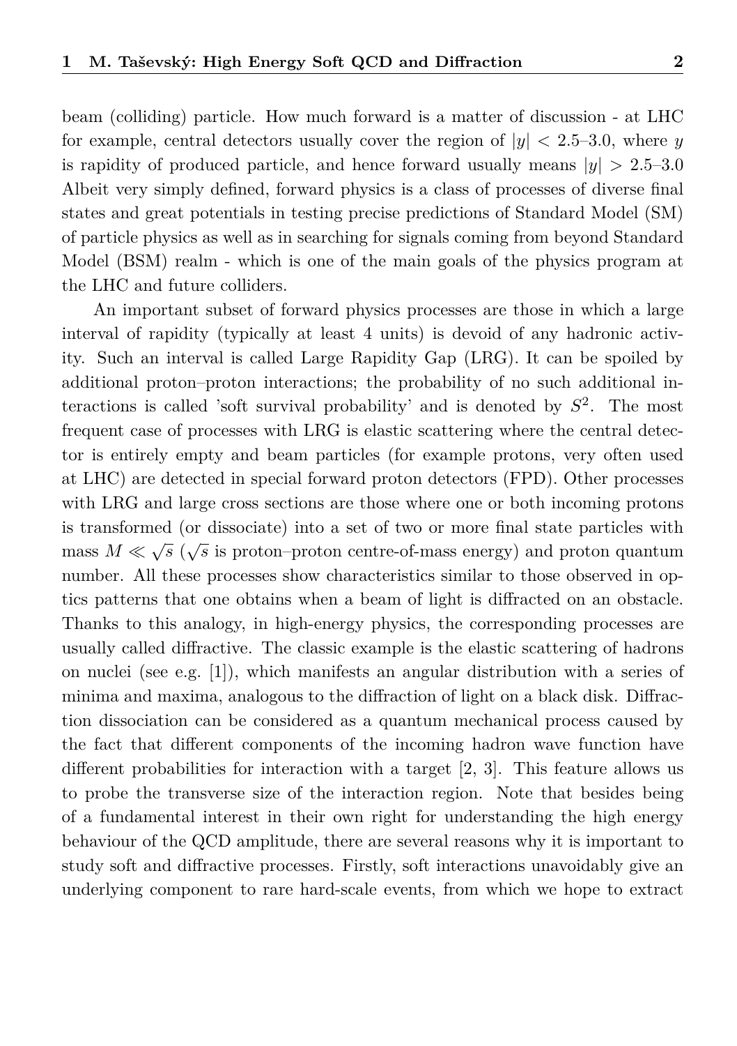beam (colliding) particle. How much forward is a matter of discussion - at LHC for example, central detectors usually cover the region of $|y| < 2.5$–$3.0$, where $y$ is rapidity of produced particle, and hence forward usually means $|y| > 2.5$–$3.0$ Albeit very simply defined, forward physics is a class of processes of diverse final states and great potentials in testing precise predictions of Standard Model (SM) of particle physics as well as in searching for signals coming from beyond Standard Model (BSM) realm - which is one of the main goals of the physics program at the LHC and future colliders.

An important subset of forward physics processes are those in which a large interval of rapidity (typically at least 4 units) is devoid of any hadronic activity. Such an interval is called Large Rapidity Gap (LRG). It can be spoiled by additional proton–proton interactions; the probability of no such additional interactions is called 'soft survival probability' and is denoted by $S^2$. The most frequent case of processes with LRG is elastic scattering where the central detector is entirely empty and beam particles (for example protons, very often used at LHC) are detected in special forward proton detectors (FPD). Other processes with LRG and large cross sections are those where one or both incoming protons is transformed (or dissociate) into a set of two or more final state particles with mass $M \ll \sqrt{s}$ ($\sqrt{s}$ is proton–proton centre-of-mass energy) and proton quantum number. All these processes show characteristics similar to those observed in optics patterns that one obtains when a beam of light is diffracted on an obstacle. Thanks to this analogy, in high-energy physics, the corresponding processes are usually called diffractive. The classic example is the elastic scattering of hadrons on nuclei (see e.g. [1]), which manifests an angular distribution with a series of minima and maxima, analogous to the diffraction of light on a black disk. Diffraction dissociation can be considered as a quantum mechanical process caused by the fact that different components of the incoming hadron wave function have different probabilities for interaction with a target [2, 3]. This feature allows us to probe the transverse size of the interaction region. Note that besides being of a fundamental interest in their own right for understanding the high energy behaviour of the QCD amplitude, there are several reasons why it is important to study soft and diffractive processes. Firstly, soft interactions unavoidably give an underlying component to rare hard-scale events, from which we hope to extract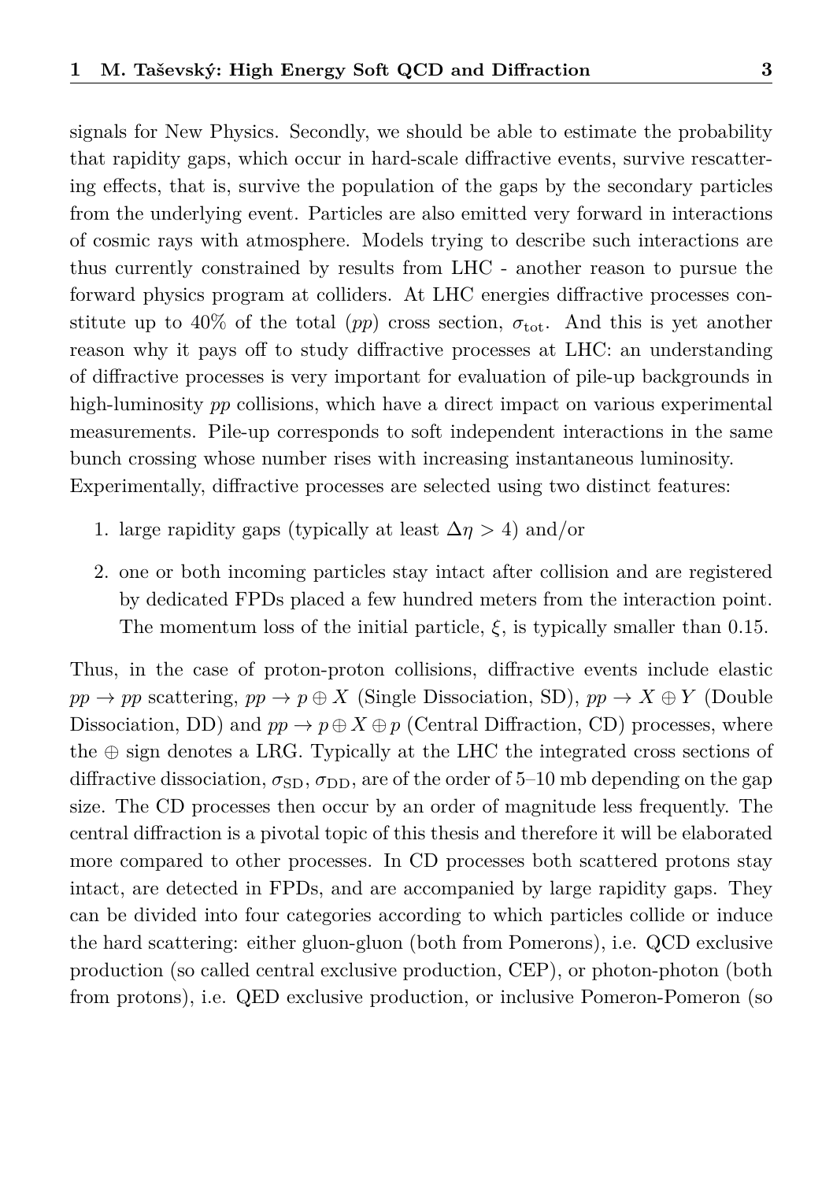signals for New Physics. Secondly, we should be able to estimate the probability that rapidity gaps, which occur in hard-scale diffractive events, survive rescattering effects, that is, survive the population of the gaps by the secondary particles from the underlying event. Particles are also emitted very forward in interactions of cosmic rays with atmosphere. Models trying to describe such interactions are thus currently constrained by results from LHC - another reason to pursue the forward physics program at colliders. At LHC energies diffractive processes constitute up to 40% of the total ($pp$) cross section, $\sigma_{\mathrm{tot}}$. And this is yet another reason why it pays off to study diffractive processes at LHC: an understanding of diffractive processes is very important for evaluation of pile-up backgrounds in high-luminosity $pp$ collisions, which have a direct impact on various experimental measurements. Pile-up corresponds to soft independent interactions in the same bunch crossing whose number rises with increasing instantaneous luminosity. Experimentally, diffractive processes are selected using two distinct features:

1. large rapidity gaps (typically at least $\Delta\eta > 4$) and/or
2. one or both incoming particles stay intact after collision and are registered by dedicated FPDs placed a few hundred meters from the interaction point. The momentum loss of the initial particle, $\xi$, is typically smaller than 0.15.

Thus, in the case of proton-proton collisions, diffractive events include elastic $pp \to pp$ scattering, $pp \to p \oplus X$ (Single Dissociation, SD), $pp \to X \oplus Y$ (Double Dissociation, DD) and $pp \to p \oplus X \oplus p$ (Central Diffraction, CD) processes, where the $\oplus$ sign denotes a LRG. Typically at the LHC the integrated cross sections of diffractive dissociation, $\sigma_{\mathrm{SD}}$, $\sigma_{\mathrm{DD}}$, are of the order of 5–10 mb depending on the gap size. The CD processes then occur by an order of magnitude less frequently. The central diffraction is a pivotal topic of this thesis and therefore it will be elaborated more compared to other processes. In CD processes both scattered protons stay intact, are detected in FPDs, and are accompanied by large rapidity gaps. They can be divided into four categories according to which particles collide or induce the hard scattering: either gluon-gluon (both from Pomerons), i.e. QCD exclusive production (so called central exclusive production, CEP), or photon-photon (both from protons), i.e. QED exclusive production, or inclusive Pomeron-Pomeron (so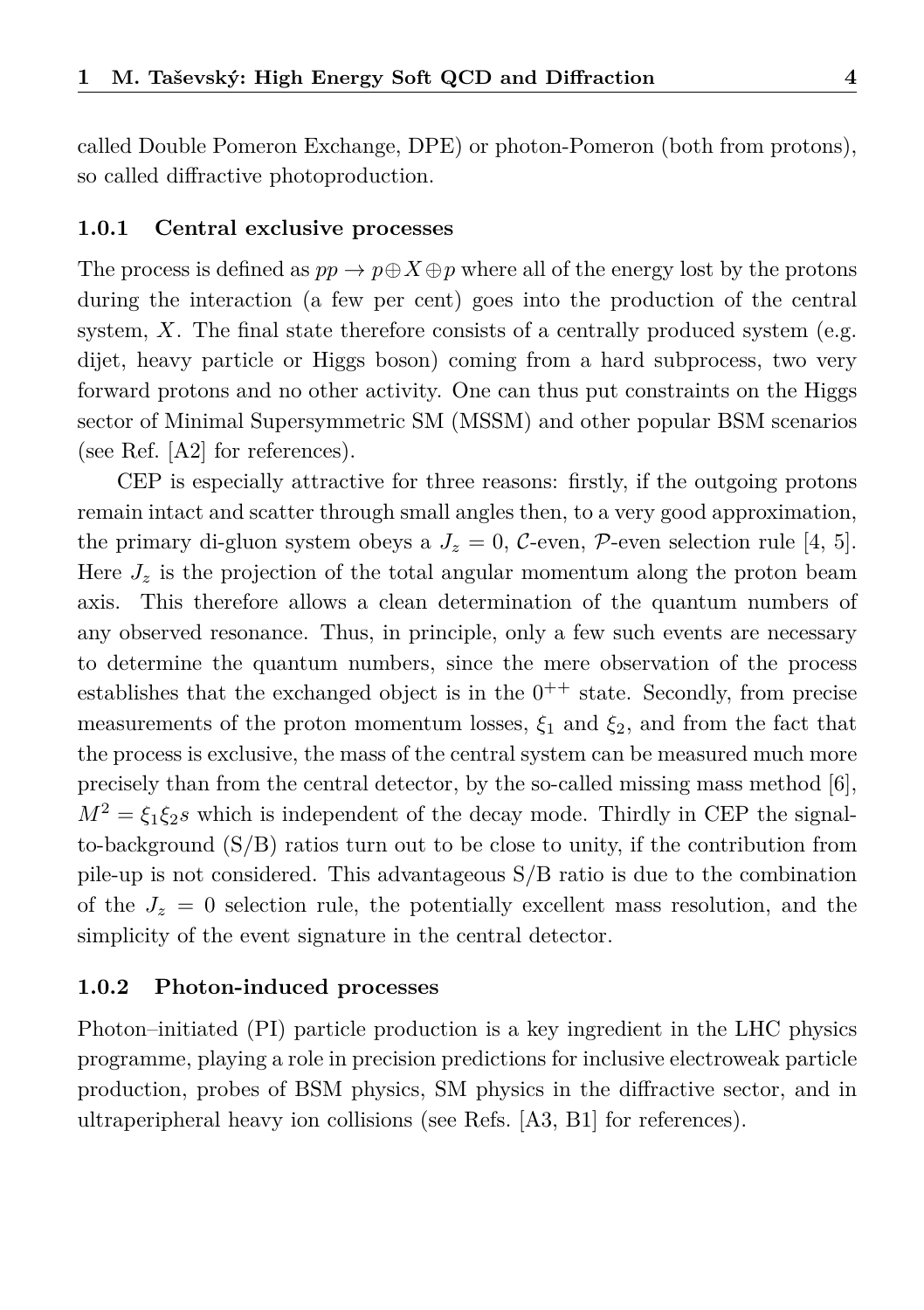called Double Pomeron Exchange, DPE) or photon-Pomeron (both from protons), so called diffractive photoproduction.

### 1.0.1 Central exclusive processes

The process is defined as $pp \to p \oplus X \oplus p$ where all of the energy lost by the protons during the interaction (a few per cent) goes into the production of the central system, $X$. The final state therefore consists of a centrally produced system (e.g. dijet, heavy particle or Higgs boson) coming from a hard subprocess, two very forward protons and no other activity. One can thus put constraints on the Higgs sector of Minimal Supersymmetric SM (MSSM) and other popular BSM scenarios (see Ref. [A2] for references).

CEP is especially attractive for three reasons: firstly, if the outgoing protons remain intact and scatter through small angles then, to a very good approximation, the primary di-gluon system obeys a $J_z = 0$, $\mathcal{C}$-even, $\mathcal{P}$-even selection rule [4, 5]. Here $J_z$ is the projection of the total angular momentum along the proton beam axis. This therefore allows a clean determination of the quantum numbers of any observed resonance. Thus, in principle, only a few such events are necessary to determine the quantum numbers, since the mere observation of the process establishes that the exchanged object is in the $0^{++}$ state. Secondly, from precise measurements of the proton momentum losses, $\xi_1$ and $\xi_2$, and from the fact that the process is exclusive, the mass of the central system can be measured much more precisely than from the central detector, by the so-called missing mass method [6], $M^2 = \xi_1 \xi_2 s$ which is independent of the decay mode. Thirdly in CEP the signal-to-background (S/B) ratios turn out to be close to unity, if the contribution from pile-up is not considered. This advantageous S/B ratio is due to the combination of the $J_z = 0$ selection rule, the potentially excellent mass resolution, and the simplicity of the event signature in the central detector.

### 1.0.2 Photon-induced processes

Photon–initiated (PI) particle production is a key ingredient in the LHC physics programme, playing a role in precision predictions for inclusive electroweak particle production, probes of BSM physics, SM physics in the diffractive sector, and in ultraperipheral heavy ion collisions (see Refs. [A3, B1] for references).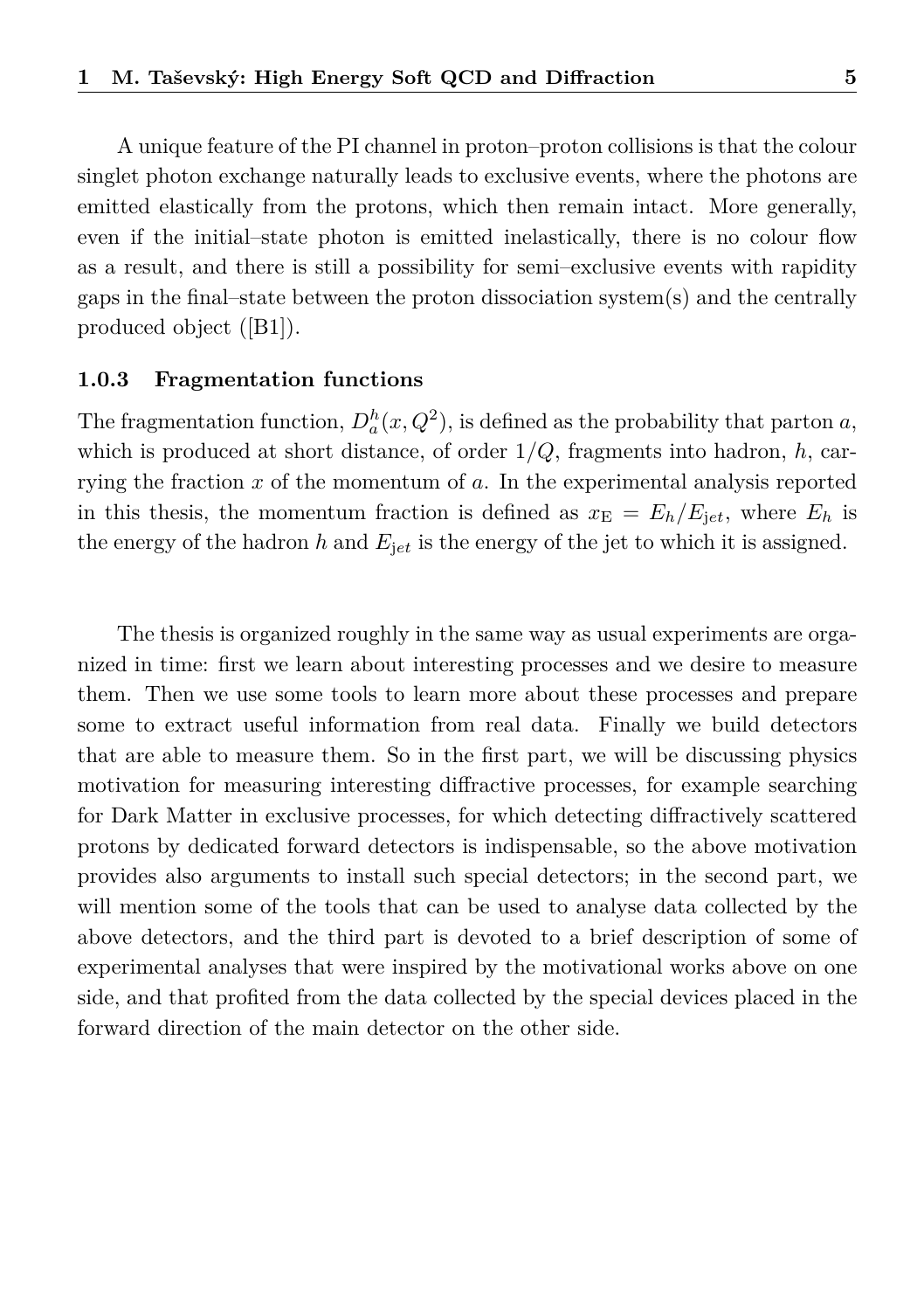A unique feature of the PI channel in proton–proton collisions is that the colour singlet photon exchange naturally leads to exclusive events, where the photons are emitted elastically from the protons, which then remain intact. More generally, even if the initial–state photon is emitted inelastically, there is no colour flow as a result, and there is still a possibility for semi–exclusive events with rapidity gaps in the final–state between the proton dissociation system(s) and the centrally produced object ([B1]).

### 1.0.3 Fragmentation functions

The fragmentation function, $D_a^h(x, Q^2)$, is defined as the probability that parton $a$, which is produced at short distance, of order $1/Q$, fragments into hadron, $h$, carrying the fraction $x$ of the momentum of $a$. In the experimental analysis reported in this thesis, the momentum fraction is defined as $x_{\mathrm{E}} = E_h/E_{\mathrm{j}et}$, where $E_h$ is the energy of the hadron $h$ and $E_{\mathrm{j}et}$ is the energy of the jet to which it is assigned.

The thesis is organized roughly in the same way as usual experiments are organized in time: first we learn about interesting processes and we desire to measure them. Then we use some tools to learn more about these processes and prepare some to extract useful information from real data. Finally we build detectors that are able to measure them. So in the first part, we will be discussing physics motivation for measuring interesting diffractive processes, for example searching for Dark Matter in exclusive processes, for which detecting diffractively scattered protons by dedicated forward detectors is indispensable, so the above motivation provides also arguments to install such special detectors; in the second part, we will mention some of the tools that can be used to analyse data collected by the above detectors, and the third part is devoted to a brief description of some of experimental analyses that were inspired by the motivational works above on one side, and that profited from the data collected by the special devices placed in the forward direction of the main detector on the other side.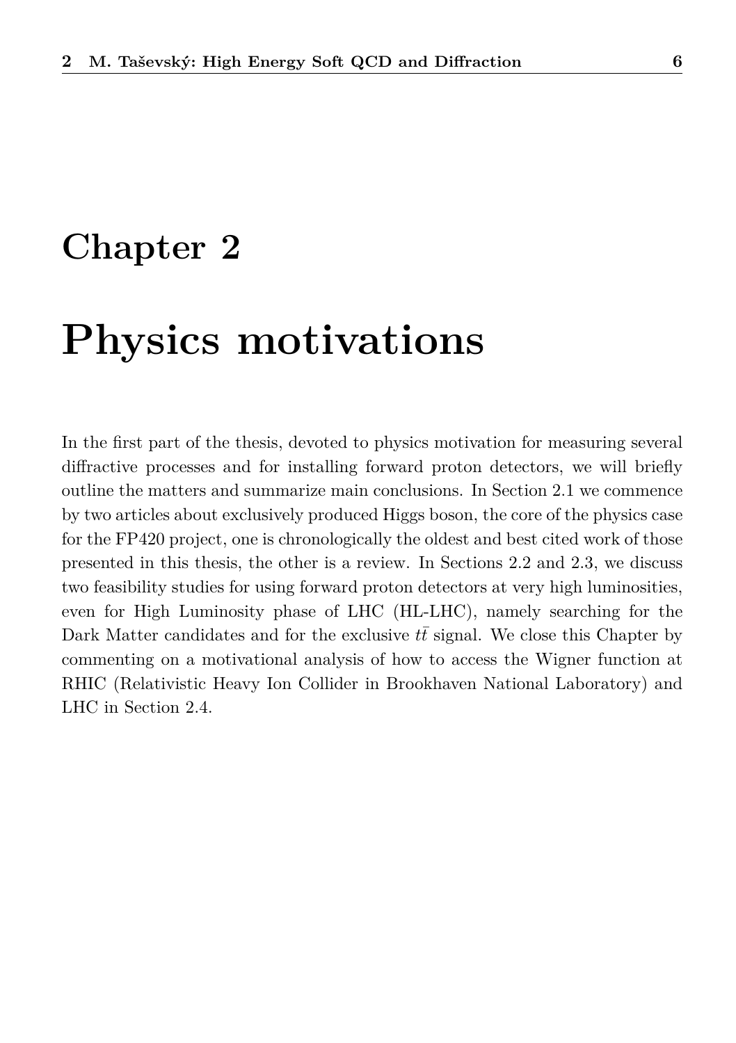# Chapter 2

# Physics motivations

In the first part of the thesis, devoted to physics motivation for measuring several diffractive processes and for installing forward proton detectors, we will briefly outline the matters and summarize main conclusions. In Section 2.1 we commence by two articles about exclusively produced Higgs boson, the core of the physics case for the FP420 project, one is chronologically the oldest and best cited work of those presented in this thesis, the other is a review. In Sections 2.2 and 2.3, we discuss two feasibility studies for using forward proton detectors at very high luminosities, even for High Luminosity phase of LHC (HL-LHC), namely searching for the Dark Matter candidates and for the exclusive $t\bar{t}$ signal. We close this Chapter by commenting on a motivational analysis of how to access the Wigner function at RHIC (Relativistic Heavy Ion Collider in Brookhaven National Laboratory) and LHC in Section 2.4.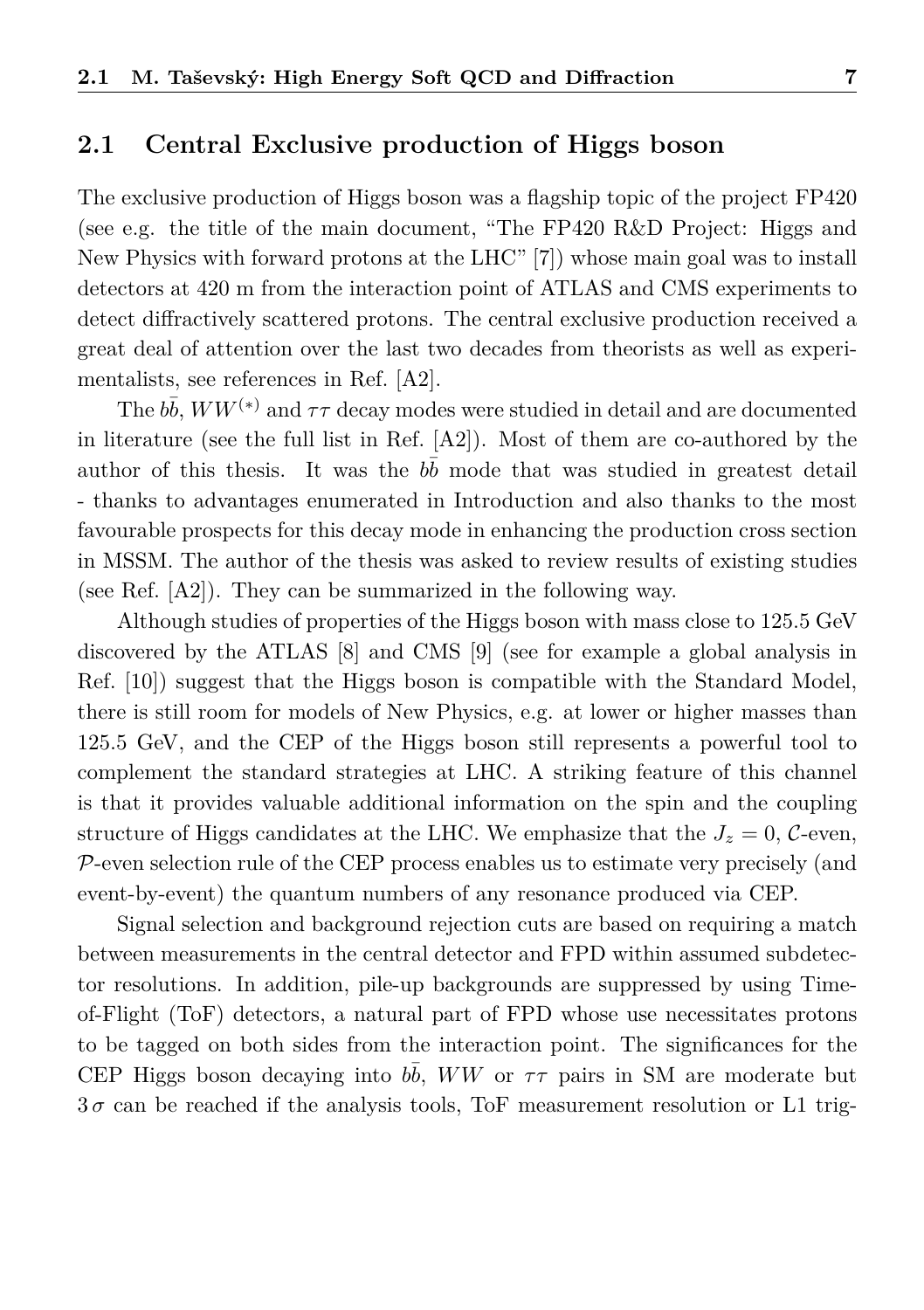## 2.1 Central Exclusive production of Higgs boson

The exclusive production of Higgs boson was a flagship topic of the project FP420 (see e.g. the title of the main document, "The FP420 R&D Project: Higgs and New Physics with forward protons at the LHC" [7]) whose main goal was to install detectors at 420 m from the interaction point of ATLAS and CMS experiments to detect diffractively scattered protons. The central exclusive production received a great deal of attention over the last two decades from theorists as well as experimentalists, see references in Ref. [A2].

The $b\bar{b}$, $WW^{(*)}$ and $\tau\tau$ decay modes were studied in detail and are documented in literature (see the full list in Ref. [A2]). Most of them are co-authored by the author of this thesis. It was the $b\bar{b}$ mode that was studied in greatest detail - thanks to advantages enumerated in Introduction and also thanks to the most favourable prospects for this decay mode in enhancing the production cross section in MSSM. The author of the thesis was asked to review results of existing studies (see Ref. [A2]). They can be summarized in the following way.

Although studies of properties of the Higgs boson with mass close to 125.5 GeV discovered by the ATLAS [8] and CMS [9] (see for example a global analysis in Ref. [10]) suggest that the Higgs boson is compatible with the Standard Model, there is still room for models of New Physics, e.g. at lower or higher masses than 125.5 GeV, and the CEP of the Higgs boson still represents a powerful tool to complement the standard strategies at LHC. A striking feature of this channel is that it provides valuable additional information on the spin and the coupling structure of Higgs candidates at the LHC. We emphasize that the $J_z = 0$, $\mathcal{C}$-even, $\mathcal{P}$-even selection rule of the CEP process enables us to estimate very precisely (and event-by-event) the quantum numbers of any resonance produced via CEP.

Signal selection and background rejection cuts are based on requiring a match between measurements in the central detector and FPD within assumed subdetector resolutions. In addition, pile-up backgrounds are suppressed by using Time-of-Flight (ToF) detectors, a natural part of FPD whose use necessitates protons to be tagged on both sides from the interaction point. The significances for the CEP Higgs boson decaying into $b\bar{b}$, $WW$ or $\tau\tau$ pairs in SM are moderate but $3\,\sigma$ can be reached if the analysis tools, ToF measurement resolution or L1 trig-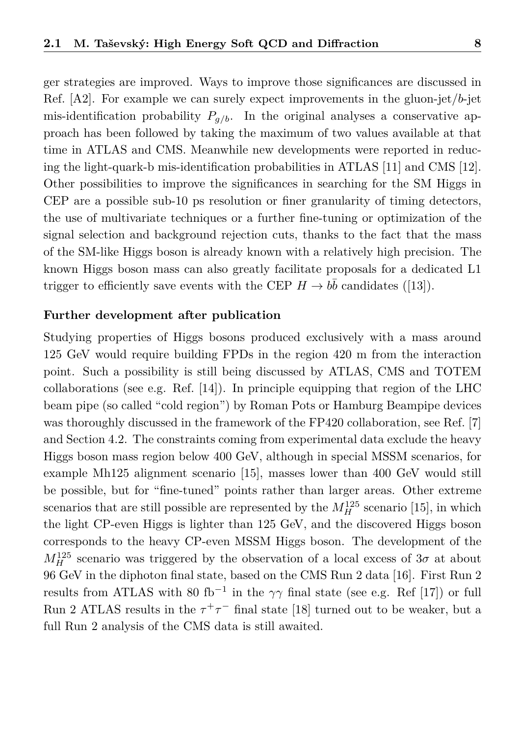ger strategies are improved. Ways to improve those significances are discussed in Ref. [A2]. For example we can surely expect improvements in the gluon-jet/$b$-jet mis-identification probability $P_{g/b}$. In the original analyses a conservative approach has been followed by taking the maximum of two values available at that time in ATLAS and CMS. Meanwhile new developments were reported in reducing the light-quark-b mis-identification probabilities in ATLAS [11] and CMS [12]. Other possibilities to improve the significances in searching for the SM Higgs in CEP are a possible sub-10 ps resolution or finer granularity of timing detectors, the use of multivariate techniques or a further fine-tuning or optimization of the signal selection and background rejection cuts, thanks to the fact that the mass of the SM-like Higgs boson is already known with a relatively high precision. The known Higgs boson mass can also greatly facilitate proposals for a dedicated L1 trigger to efficiently save events with the CEP $H \to b\bar{b}$ candidates ([13]).

**Further development after publication**

Studying properties of Higgs bosons produced exclusively with a mass around 125 GeV would require building FPDs in the region 420 m from the interaction point. Such a possibility is still being discussed by ATLAS, CMS and TOTEM collaborations (see e.g. Ref. [14]). In principle equipping that region of the LHC beam pipe (so called "cold region") by Roman Pots or Hamburg Beampipe devices was thoroughly discussed in the framework of the FP420 collaboration, see Ref. [7] and Section 4.2. The constraints coming from experimental data exclude the heavy Higgs boson mass region below 400 GeV, although in special MSSM scenarios, for example Mh125 alignment scenario [15], masses lower than 400 GeV would still be possible, but for "fine-tuned" points rather than larger areas. Other extreme scenarios that are still possible are represented by the $M_H^{125}$ scenario [15], in which the light CP-even Higgs is lighter than 125 GeV, and the discovered Higgs boson corresponds to the heavy CP-even MSSM Higgs boson. The development of the $M_H^{125}$ scenario was triggered by the observation of a local excess of $3\sigma$ at about 96 GeV in the diphoton final state, based on the CMS Run 2 data [16]. First Run 2 results from ATLAS with 80 fb$^{-1}$ in the $\gamma\gamma$ final state (see e.g. Ref [17]) or full Run 2 ATLAS results in the $\tau^+\tau^-$ final state [18] turned out to be weaker, but a full Run 2 analysis of the CMS data is still awaited.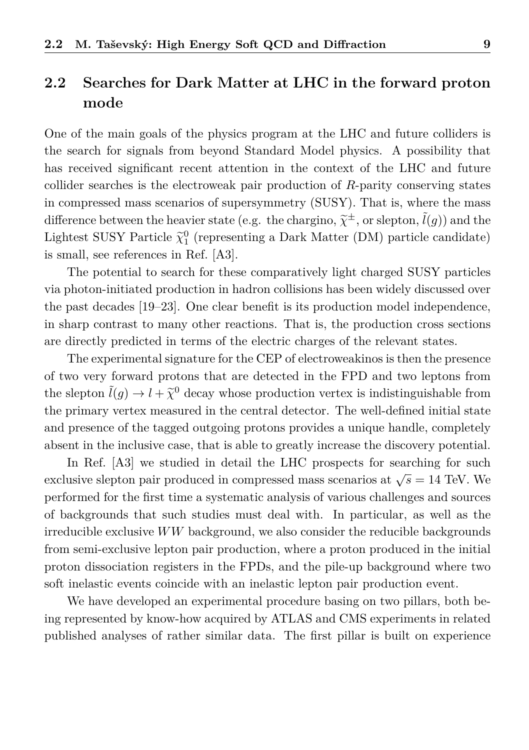## 2.2 Searches for Dark Matter at LHC in the forward proton mode

One of the main goals of the physics program at the LHC and future colliders is the search for signals from beyond Standard Model physics. A possibility that has received significant recent attention in the context of the LHC and future collider searches is the electroweak pair production of $R$-parity conserving states in compressed mass scenarios of supersymmetry (SUSY). That is, where the mass difference between the heavier state (e.g. the chargino, $\widetilde{\chi}^{\pm}$, or slepton, $\tilde{l}(g)$) and the Lightest SUSY Particle $\widetilde{\chi}_1^0$ (representing a Dark Matter (DM) particle candidate) is small, see references in Ref. [A3].

The potential to search for these comparatively light charged SUSY particles via photon-initiated production in hadron collisions has been widely discussed over the past decades [19–23]. One clear benefit is its production model independence, in sharp contrast to many other reactions. That is, the production cross sections are directly predicted in terms of the electric charges of the relevant states.

The experimental signature for the CEP of electroweakinos is then the presence of two very forward protons that are detected in the FPD and two leptons from the slepton $\tilde{l}(g) \to l + \widetilde{\chi}^0$ decay whose production vertex is indistinguishable from the primary vertex measured in the central detector. The well-defined initial state and presence of the tagged outgoing protons provides a unique handle, completely absent in the inclusive case, that is able to greatly increase the discovery potential.

In Ref. [A3] we studied in detail the LHC prospects for searching for such exclusive slepton pair produced in compressed mass scenarios at $\sqrt{s} = 14$ TeV. We performed for the first time a systematic analysis of various challenges and sources of backgrounds that such studies must deal with. In particular, as well as the irreducible exclusive $WW$ background, we also consider the reducible backgrounds from semi-exclusive lepton pair production, where a proton produced in the initial proton dissociation registers in the FPDs, and the pile-up background where two soft inelastic events coincide with an inelastic lepton pair production event.

We have developed an experimental procedure basing on two pillars, both being represented by know-how acquired by ATLAS and CMS experiments in related published analyses of rather similar data. The first pillar is built on experience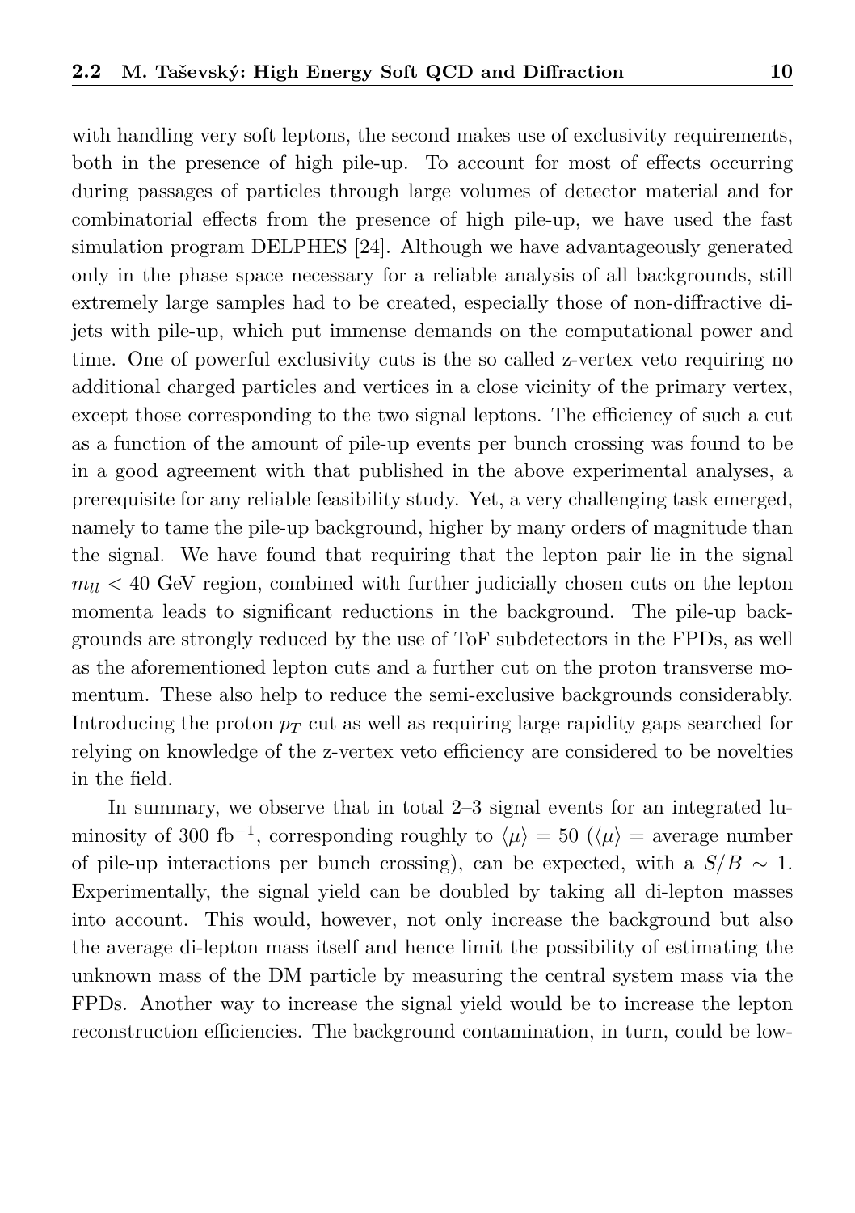with handling very soft leptons, the second makes use of exclusivity requirements, both in the presence of high pile-up. To account for most of effects occurring during passages of particles through large volumes of detector material and for combinatorial effects from the presence of high pile-up, we have used the fast simulation program DELPHES [24]. Although we have advantageously generated only in the phase space necessary for a reliable analysis of all backgrounds, still extremely large samples had to be created, especially those of non-diffractive di-jets with pile-up, which put immense demands on the computational power and time. One of powerful exclusivity cuts is the so called z-vertex veto requiring no additional charged particles and vertices in a close vicinity of the primary vertex, except those corresponding to the two signal leptons. The efficiency of such a cut as a function of the amount of pile-up events per bunch crossing was found to be in a good agreement with that published in the above experimental analyses, a prerequisite for any reliable feasibility study. Yet, a very challenging task emerged, namely to tame the pile-up background, higher by many orders of magnitude than the signal. We have found that requiring that the lepton pair lie in the signal $m_{ll} < 40$ GeV region, combined with further judicially chosen cuts on the lepton momenta leads to significant reductions in the background. The pile-up backgrounds are strongly reduced by the use of ToF subdetectors in the FPDs, as well as the aforementioned lepton cuts and a further cut on the proton transverse momentum. These also help to reduce the semi-exclusive backgrounds considerably. Introducing the proton $p_T$ cut as well as requiring large rapidity gaps searched for relying on knowledge of the z-vertex veto efficiency are considered to be novelties in the field.

In summary, we observe that in total 2–3 signal events for an integrated luminosity of 300 fb$^{-1}$, corresponding roughly to $\langle\mu\rangle = 50$ ($\langle\mu\rangle$ = average number of pile-up interactions per bunch crossing), can be expected, with a $S/B \sim 1$. Experimentally, the signal yield can be doubled by taking all di-lepton masses into account. This would, however, not only increase the background but also the average di-lepton mass itself and hence limit the possibility of estimating the unknown mass of the DM particle by measuring the central system mass via the FPDs. Another way to increase the signal yield would be to increase the lepton reconstruction efficiencies. The background contamination, in turn, could be low-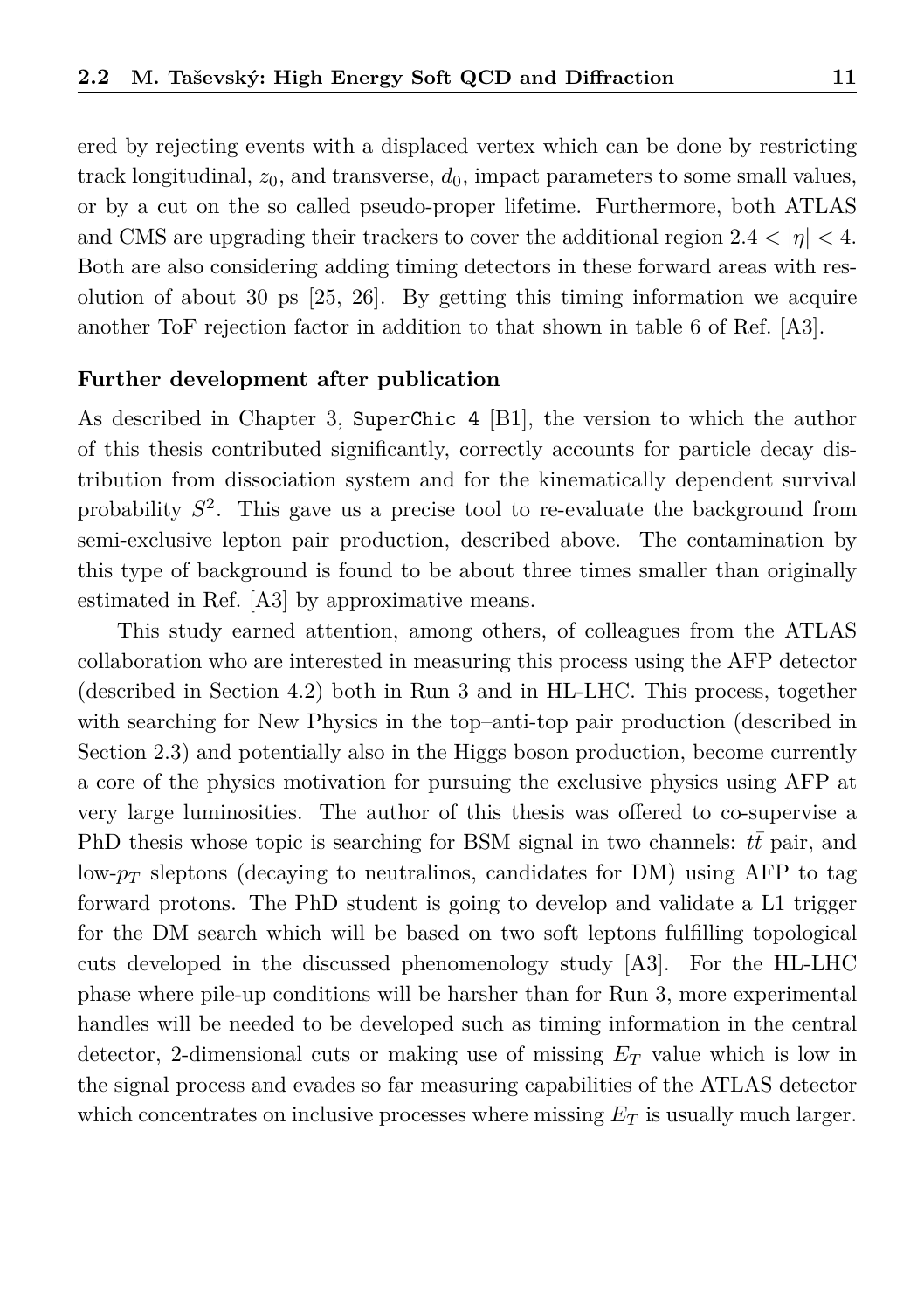ered by rejecting events with a displaced vertex which can be done by restricting track longitudinal, $z_0$, and transverse, $d_0$, impact parameters to some small values, or by a cut on the so called pseudo-proper lifetime. Furthermore, both ATLAS and CMS are upgrading their trackers to cover the additional region $2.4 < |\eta| < 4$. Both are also considering adding timing detectors in these forward areas with resolution of about 30 ps [25, 26]. By getting this timing information we acquire another ToF rejection factor in addition to that shown in table 6 of Ref. [A3].

**Further development after publication**

As described in Chapter 3, `SuperChic 4` [B1], the version to which the author of this thesis contributed significantly, correctly accounts for particle decay distribution from dissociation system and for the kinematically dependent survival probability $S^2$. This gave us a precise tool to re-evaluate the background from semi-exclusive lepton pair production, described above. The contamination by this type of background is found to be about three times smaller than originally estimated in Ref. [A3] by approximative means.

This study earned attention, among others, of colleagues from the ATLAS collaboration who are interested in measuring this process using the AFP detector (described in Section 4.2) both in Run 3 and in HL-LHC. This process, together with searching for New Physics in the top–anti-top pair production (described in Section 2.3) and potentially also in the Higgs boson production, become currently a core of the physics motivation for pursuing the exclusive physics using AFP at very large luminosities. The author of this thesis was offered to co-supervise a PhD thesis whose topic is searching for BSM signal in two channels: $t\bar{t}$ pair, and low-$p_T$ sleptons (decaying to neutralinos, candidates for DM) using AFP to tag forward protons. The PhD student is going to develop and validate a L1 trigger for the DM search which will be based on two soft leptons fulfilling topological cuts developed in the discussed phenomenology study [A3]. For the HL-LHC phase where pile-up conditions will be harsher than for Run 3, more experimental handles will be needed to be developed such as timing information in the central detector, 2-dimensional cuts or making use of missing $E_T$ value which is low in the signal process and evades so far measuring capabilities of the ATLAS detector which concentrates on inclusive processes where missing $E_T$ is usually much larger.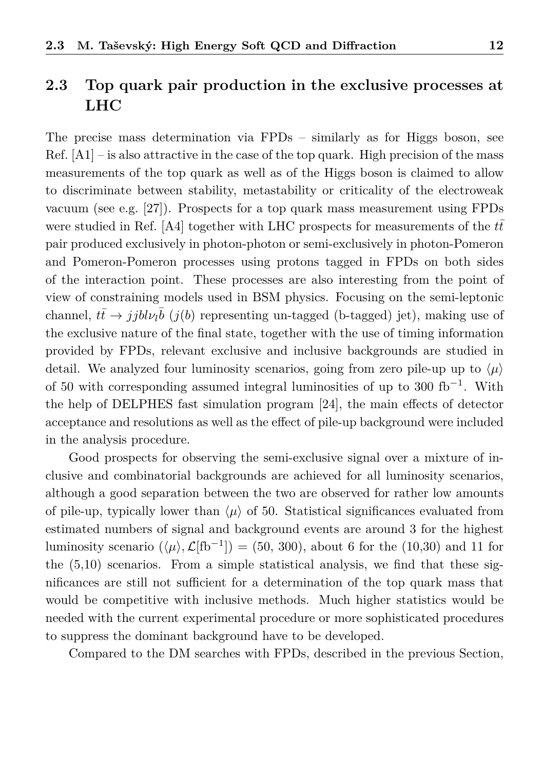## 2.3 Top quark pair production in the exclusive processes at LHC

The precise mass determination via FPDs – similarly as for Higgs boson, see Ref. [A1] – is also attractive in the case of the top quark. High precision of the mass measurements of the top quark as well as of the Higgs boson is claimed to allow to discriminate between stability, metastability or criticality of the electroweak vacuum (see e.g. [27]). Prospects for a top quark mass measurement using FPDs were studied in Ref. [A4] together with LHC prospects for measurements of the $t\bar{t}$ pair produced exclusively in photon-photon or semi-exclusively in photon-Pomeron and Pomeron-Pomeron processes using protons tagged in FPDs on both sides of the interaction point. These processes are also interesting from the point of view of constraining models used in BSM physics. Focusing on the semi-leptonic channel, $t\bar{t} \rightarrow jjbl\nu_l\bar{b}$ ($j(b)$ representing un-tagged (b-tagged) jet), making use of the exclusive nature of the final state, together with the use of timing information provided by FPDs, relevant exclusive and inclusive backgrounds are studied in detail. We analyzed four luminosity scenarios, going from zero pile-up up to $\langle\mu\rangle$ of 50 with corresponding assumed integral luminosities of up to 300 fb$^{-1}$. With the help of DELPHES fast simulation program [24], the main effects of detector acceptance and resolutions as well as the effect of pile-up background were included in the analysis procedure.

Good prospects for observing the semi-exclusive signal over a mixture of inclusive and combinatorial backgrounds are achieved for all luminosity scenarios, although a good separation between the two are observed for rather low amounts of pile-up, typically lower than $\langle\mu\rangle$ of 50. Statistical significances evaluated from estimated numbers of signal and background events are around 3 for the highest luminosity scenario ($\langle\mu\rangle, \mathcal{L}[\text{fb}^{-1}]$) = (50, 300), about 6 for the (10,30) and 11 for the (5,10) scenarios. From a simple statistical analysis, we find that these significances are still not sufficient for a determination of the top quark mass that would be competitive with inclusive methods. Much higher statistics would be needed with the current experimental procedure or more sophisticated procedures to suppress the dominant background have to be developed.

Compared to the DM searches with FPDs, described in the previous Section,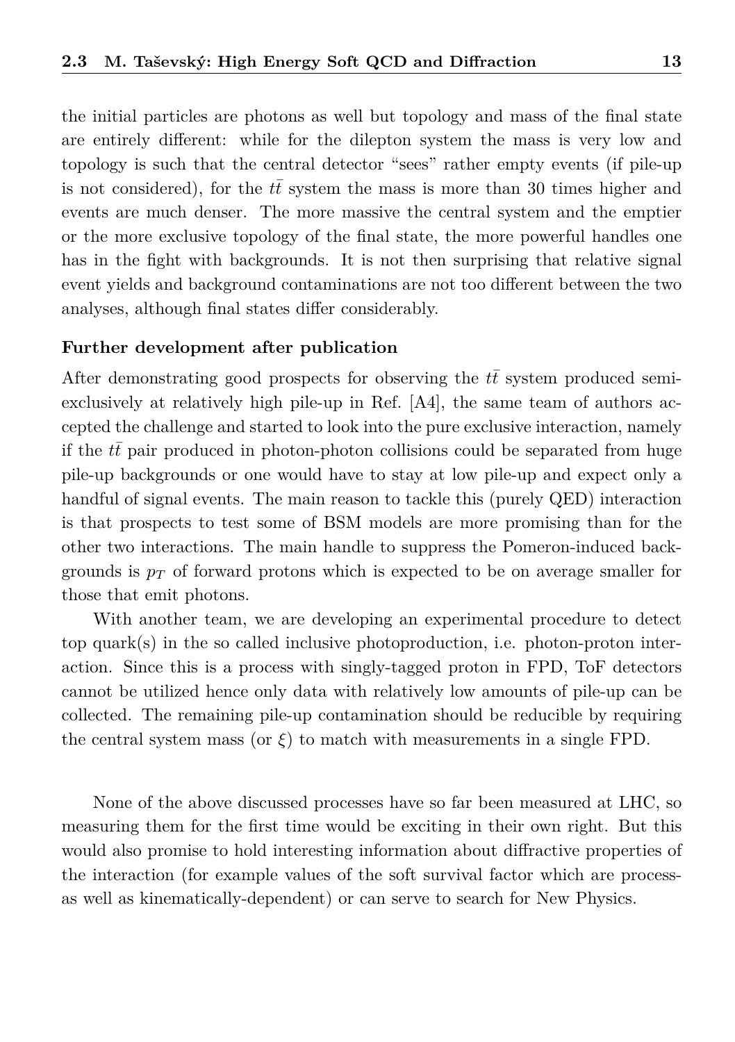the initial particles are photons as well but topology and mass of the final state are entirely different: while for the dilepton system the mass is very low and topology is such that the central detector "sees" rather empty events (if pile-up is not considered), for the $t\bar{t}$ system the mass is more than 30 times higher and events are much denser. The more massive the central system and the emptier or the more exclusive topology of the final state, the more powerful handles one has in the fight with backgrounds. It is not then surprising that relative signal event yields and background contaminations are not too different between the two analyses, although final states differ considerably.

**Further development after publication**

After demonstrating good prospects for observing the $t\bar{t}$ system produced semi-exclusively at relatively high pile-up in Ref. [A4], the same team of authors accepted the challenge and started to look into the pure exclusive interaction, namely if the $t\bar{t}$ pair produced in photon-photon collisions could be separated from huge pile-up backgrounds or one would have to stay at low pile-up and expect only a handful of signal events. The main reason to tackle this (purely QED) interaction is that prospects to test some of BSM models are more promising than for the other two interactions. The main handle to suppress the Pomeron-induced backgrounds is $p_T$ of forward protons which is expected to be on average smaller for those that emit photons.

With another team, we are developing an experimental procedure to detect top quark(s) in the so called inclusive photoproduction, i.e. photon-proton interaction. Since this is a process with singly-tagged proton in FPD, ToF detectors cannot be utilized hence only data with relatively low amounts of pile-up can be collected. The remaining pile-up contamination should be reducible by requiring the central system mass (or $\xi$) to match with measurements in a single FPD.

None of the above discussed processes have so far been measured at LHC, so measuring them for the first time would be exciting in their own right. But this would also promise to hold interesting information about diffractive properties of the interaction (for example values of the soft survival factor which are process- as well as kinematically-dependent) or can serve to search for New Physics.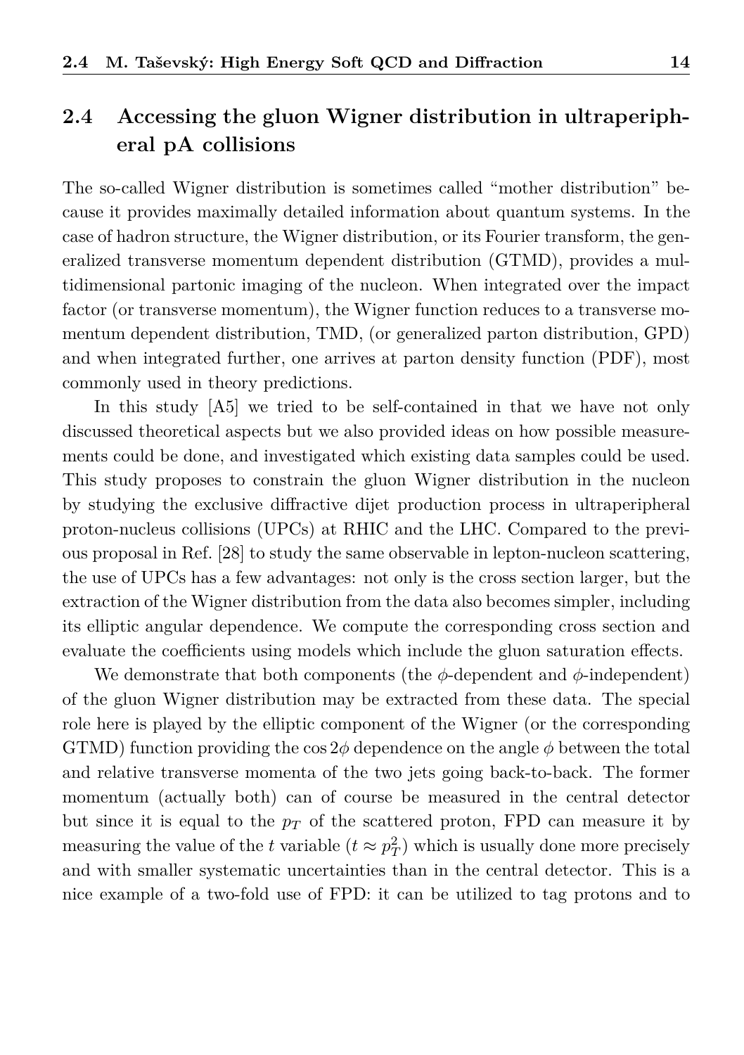## 2.4 Accessing the gluon Wigner distribution in ultraperipheral pA collisions

The so-called Wigner distribution is sometimes called "mother distribution" because it provides maximally detailed information about quantum systems. In the case of hadron structure, the Wigner distribution, or its Fourier transform, the generalized transverse momentum dependent distribution (GTMD), provides a multidimensional partonic imaging of the nucleon. When integrated over the impact factor (or transverse momentum), the Wigner function reduces to a transverse momentum dependent distribution, TMD, (or generalized parton distribution, GPD) and when integrated further, one arrives at parton density function (PDF), most commonly used in theory predictions.

In this study [A5] we tried to be self-contained in that we have not only discussed theoretical aspects but we also provided ideas on how possible measurements could be done, and investigated which existing data samples could be used. This study proposes to constrain the gluon Wigner distribution in the nucleon by studying the exclusive diffractive dijet production process in ultraperipheral proton-nucleus collisions (UPCs) at RHIC and the LHC. Compared to the previous proposal in Ref. [28] to study the same observable in lepton-nucleon scattering, the use of UPCs has a few advantages: not only is the cross section larger, but the extraction of the Wigner distribution from the data also becomes simpler, including its elliptic angular dependence. We compute the corresponding cross section and evaluate the coefficients using models which include the gluon saturation effects.

We demonstrate that both components (the $\phi$-dependent and $\phi$-independent) of the gluon Wigner distribution may be extracted from these data. The special role here is played by the elliptic component of the Wigner (or the corresponding GTMD) function providing the $\cos 2\phi$ dependence on the angle $\phi$ between the total and relative transverse momenta of the two jets going back-to-back. The former momentum (actually both) can of course be measured in the central detector but since it is equal to the $p_T$ of the scattered proton, FPD can measure it by measuring the value of the $t$ variable ($t \approx p_T^2$) which is usually done more precisely and with smaller systematic uncertainties than in the central detector. This is a nice example of a two-fold use of FPD: it can be utilized to tag protons and to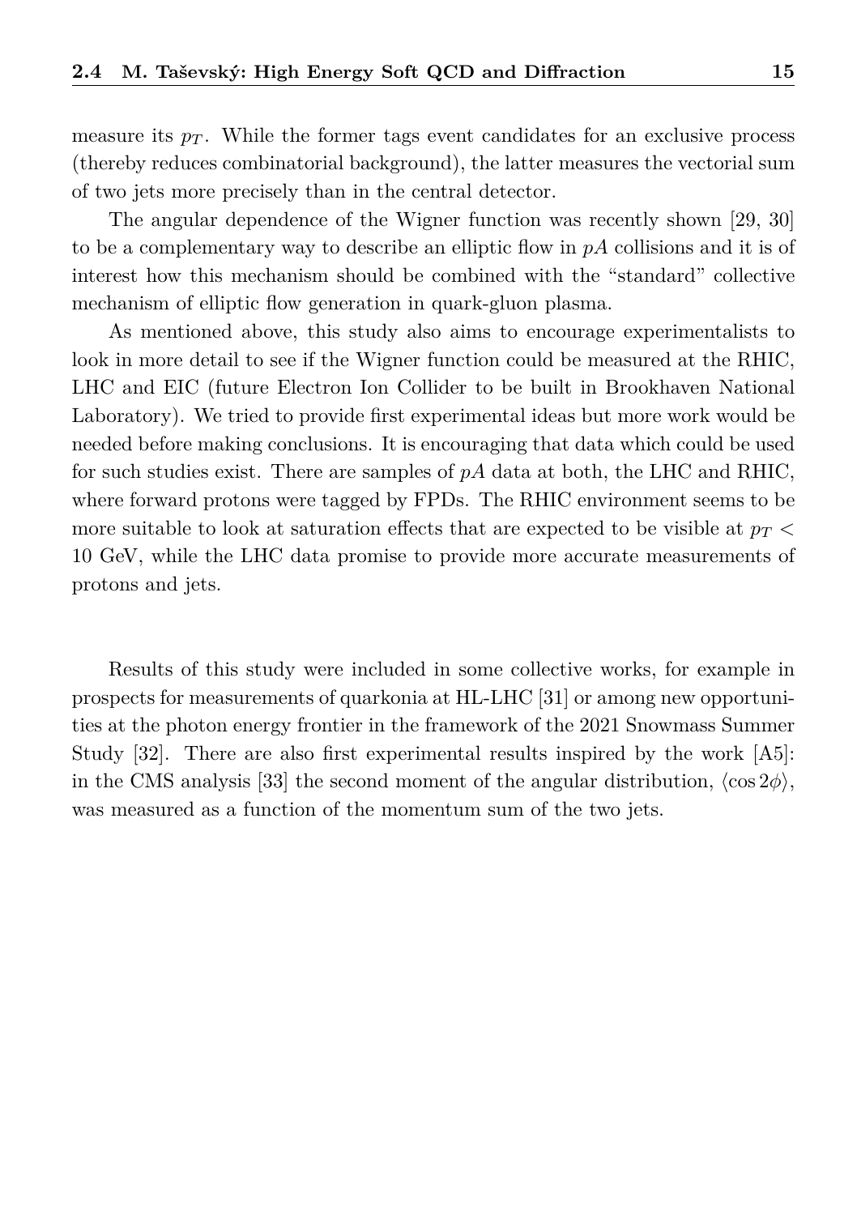measure its $p_T$. While the former tags event candidates for an exclusive process (thereby reduces combinatorial background), the latter measures the vectorial sum of two jets more precisely than in the central detector.

The angular dependence of the Wigner function was recently shown [29, 30] to be a complementary way to describe an elliptic flow in $pA$ collisions and it is of interest how this mechanism should be combined with the "standard" collective mechanism of elliptic flow generation in quark-gluon plasma.

As mentioned above, this study also aims to encourage experimentalists to look in more detail to see if the Wigner function could be measured at the RHIC, LHC and EIC (future Electron Ion Collider to be built in Brookhaven National Laboratory). We tried to provide first experimental ideas but more work would be needed before making conclusions. It is encouraging that data which could be used for such studies exist. There are samples of $pA$ data at both, the LHC and RHIC, where forward protons were tagged by FPDs. The RHIC environment seems to be more suitable to look at saturation effects that are expected to be visible at $p_T <$ 10 GeV, while the LHC data promise to provide more accurate measurements of protons and jets.

Results of this study were included in some collective works, for example in prospects for measurements of quarkonia at HL-LHC [31] or among new opportunities at the photon energy frontier in the framework of the 2021 Snowmass Summer Study [32]. There are also first experimental results inspired by the work [A5]: in the CMS analysis [33] the second moment of the angular distribution, $\langle \cos 2\phi \rangle$, was measured as a function of the momentum sum of the two jets.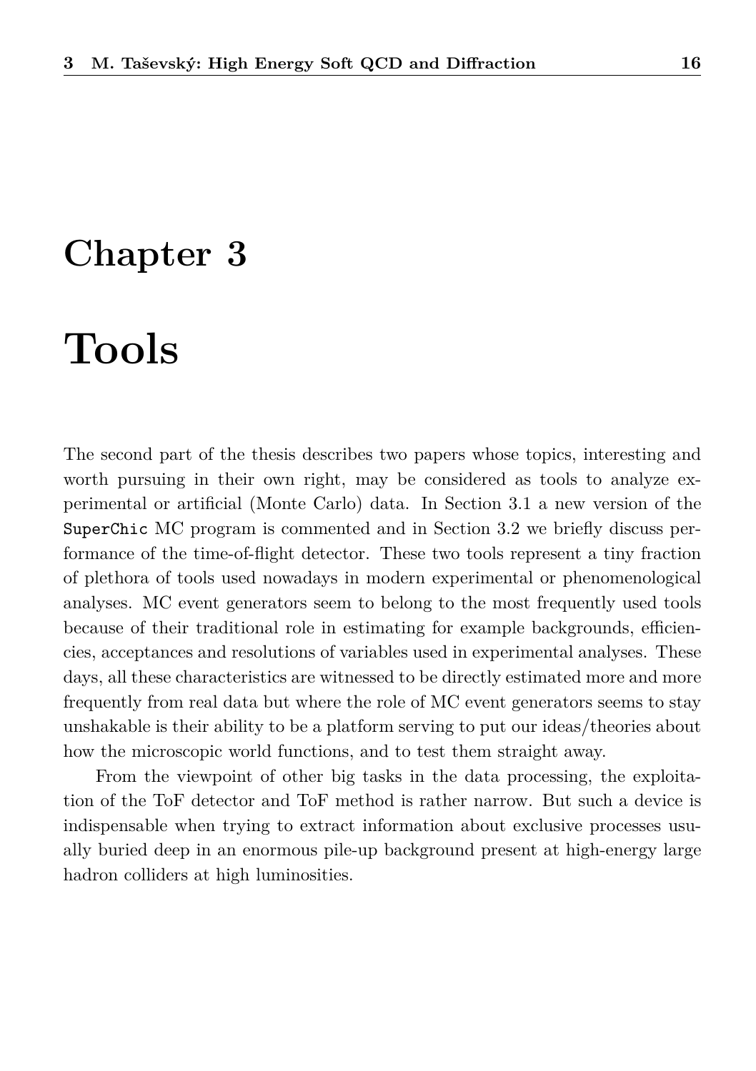# Chapter 3

# Tools

The second part of the thesis describes two papers whose topics, interesting and worth pursuing in their own right, may be considered as tools to analyze experimental or artificial (Monte Carlo) data. In Section 3.1 a new version of the `SuperChic` MC program is commented and in Section 3.2 we briefly discuss performance of the time-of-flight detector. These two tools represent a tiny fraction of plethora of tools used nowadays in modern experimental or phenomenological analyses. MC event generators seem to belong to the most frequently used tools because of their traditional role in estimating for example backgrounds, efficiencies, acceptances and resolutions of variables used in experimental analyses. These days, all these characteristics are witnessed to be directly estimated more and more frequently from real data but where the role of MC event generators seems to stay unshakable is their ability to be a platform serving to put our ideas/theories about how the microscopic world functions, and to test them straight away.

From the viewpoint of other big tasks in the data processing, the exploitation of the ToF detector and ToF method is rather narrow. But such a device is indispensable when trying to extract information about exclusive processes usually buried deep in an enormous pile-up background present at high-energy large hadron colliders at high luminosities.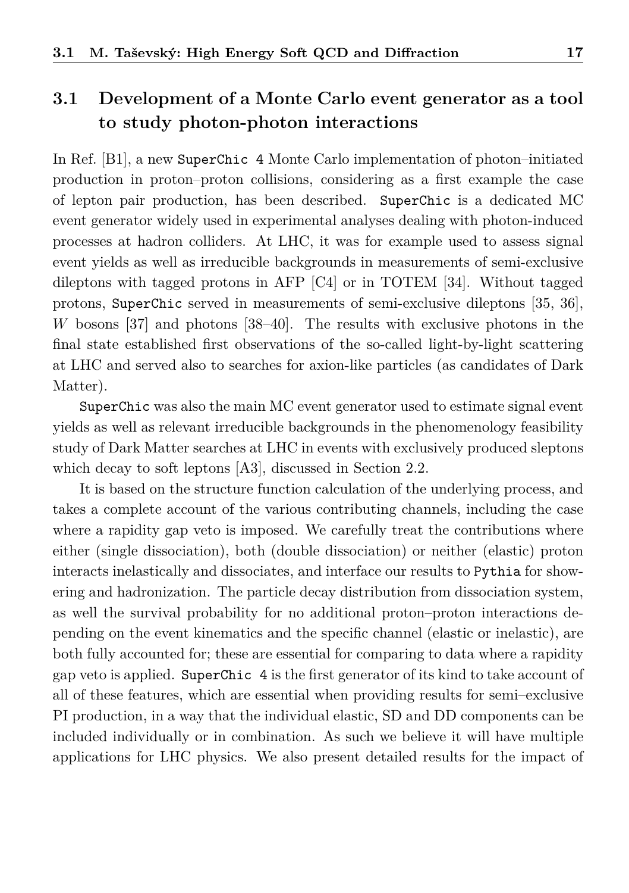## 3.1 Development of a Monte Carlo event generator as a tool to study photon-photon interactions

In Ref. [B1], a new `SuperChic 4` Monte Carlo implementation of photon–initiated production in proton–proton collisions, considering as a first example the case of lepton pair production, has been described. `SuperChic` is a dedicated MC event generator widely used in experimental analyses dealing with photon-induced processes at hadron colliders. At LHC, it was for example used to assess signal event yields as well as irreducible backgrounds in measurements of semi-exclusive dileptons with tagged protons in AFP [C4] or in TOTEM [34]. Without tagged protons, `SuperChic` served in measurements of semi-exclusive dileptons [35, 36], $W$ bosons [37] and photons [38–40]. The results with exclusive photons in the final state established first observations of the so-called light-by-light scattering at LHC and served also to searches for axion-like particles (as candidates of Dark Matter).

`SuperChic` was also the main MC event generator used to estimate signal event yields as well as relevant irreducible backgrounds in the phenomenology feasibility study of Dark Matter searches at LHC in events with exclusively produced sleptons which decay to soft leptons [A3], discussed in Section 2.2.

It is based on the structure function calculation of the underlying process, and takes a complete account of the various contributing channels, including the case where a rapidity gap veto is imposed. We carefully treat the contributions where either (single dissociation), both (double dissociation) or neither (elastic) proton interacts inelastically and dissociates, and interface our results to `Pythia` for showering and hadronization. The particle decay distribution from dissociation system, as well the survival probability for no additional proton–proton interactions depending on the event kinematics and the specific channel (elastic or inelastic), are both fully accounted for; these are essential for comparing to data where a rapidity gap veto is applied. `SuperChic 4` is the first generator of its kind to take account of all of these features, which are essential when providing results for semi–exclusive PI production, in a way that the individual elastic, SD and DD components can be included individually or in combination. As such we believe it will have multiple applications for LHC physics. We also present detailed results for the impact of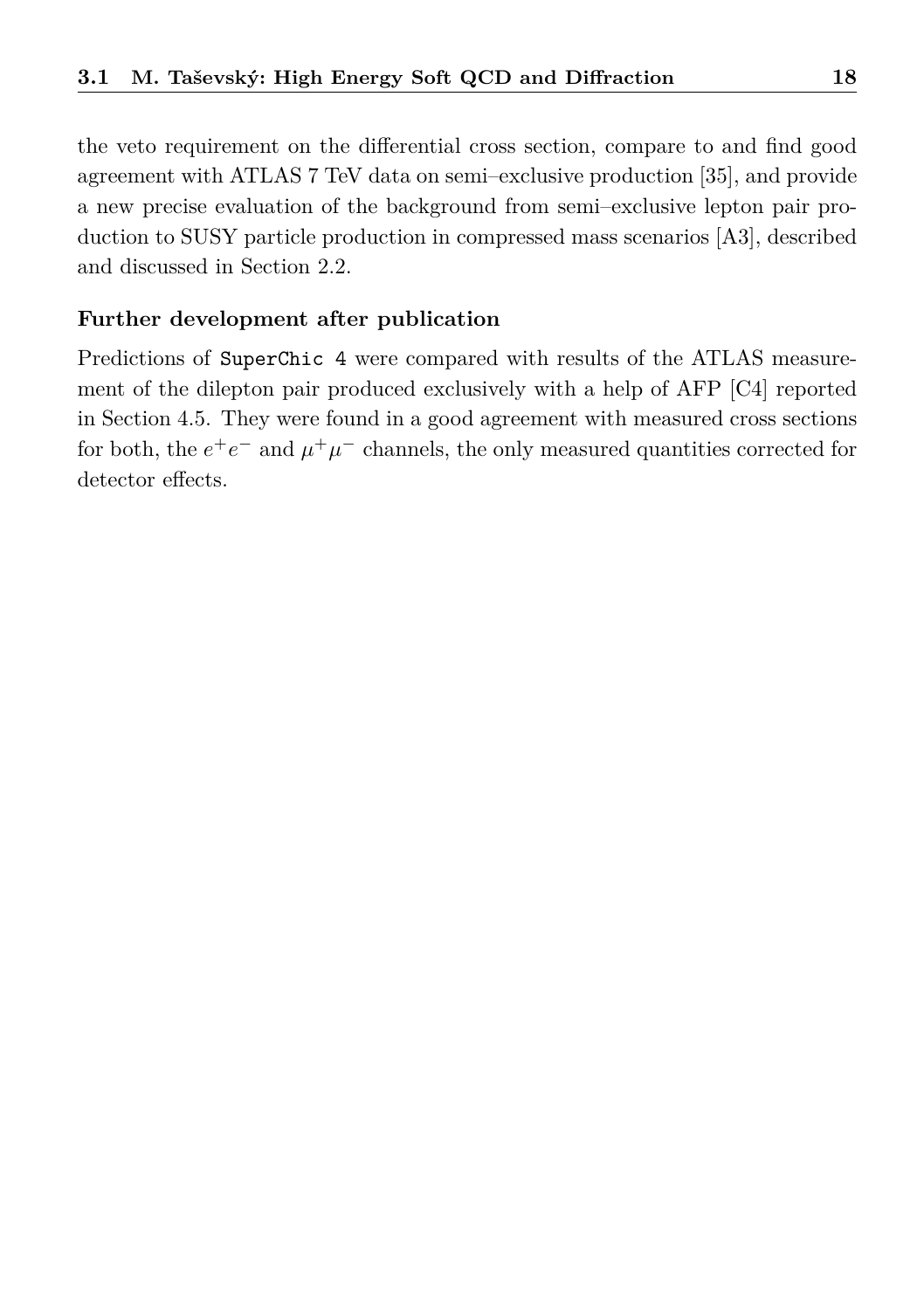the veto requirement on the differential cross section, compare to and find good agreement with ATLAS 7 TeV data on semi–exclusive production [35], and provide a new precise evaluation of the background from semi–exclusive lepton pair production to SUSY particle production in compressed mass scenarios [A3], described and discussed in Section 2.2.

**Further development after publication**

Predictions of `SuperChic 4` were compared with results of the ATLAS measurement of the dilepton pair produced exclusively with a help of AFP [C4] reported in Section 4.5. They were found in a good agreement with measured cross sections for both, the $e^+e^-$ and $\mu^+\mu^-$ channels, the only measured quantities corrected for detector effects.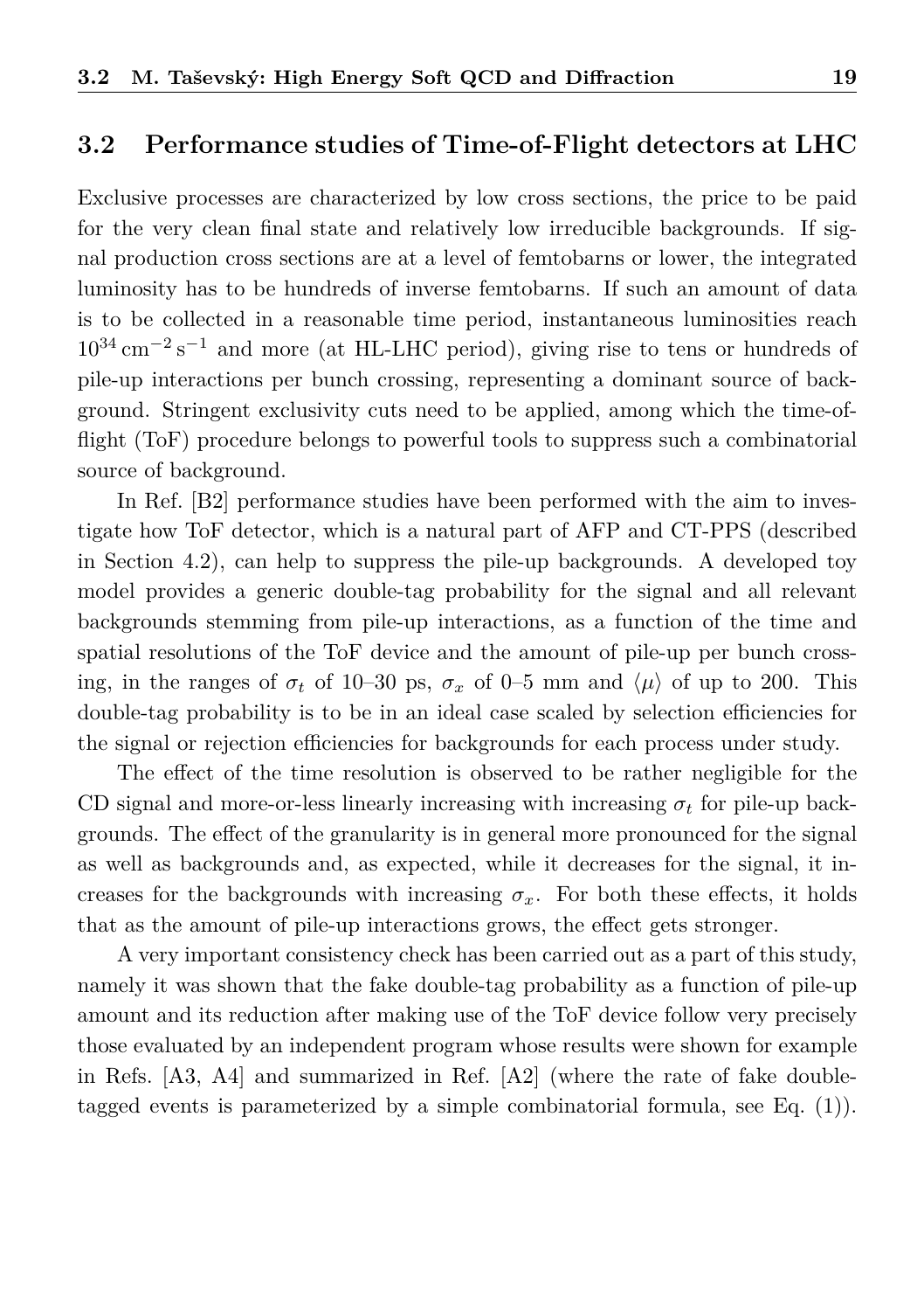## 3.2 Performance studies of Time-of-Flight detectors at LHC

Exclusive processes are characterized by low cross sections, the price to be paid for the very clean final state and relatively low irreducible backgrounds. If signal production cross sections are at a level of femtobarns or lower, the integrated luminosity has to be hundreds of inverse femtobarns. If such an amount of data is to be collected in a reasonable time period, instantaneous luminosities reach $10^{34}\,\mathrm{cm}^{-2}\,\mathrm{s}^{-1}$ and more (at HL-LHC period), giving rise to tens or hundreds of pile-up interactions per bunch crossing, representing a dominant source of background. Stringent exclusivity cuts need to be applied, among which the time-of-flight (ToF) procedure belongs to powerful tools to suppress such a combinatorial source of background.

In Ref. [B2] performance studies have been performed with the aim to investigate how ToF detector, which is a natural part of AFP and CT-PPS (described in Section 4.2), can help to suppress the pile-up backgrounds. A developed toy model provides a generic double-tag probability for the signal and all relevant backgrounds stemming from pile-up interactions, as a function of the time and spatial resolutions of the ToF device and the amount of pile-up per bunch crossing, in the ranges of $\sigma_t$ of 10–30 ps, $\sigma_x$ of 0–5 mm and $\langle\mu\rangle$ of up to 200. This double-tag probability is to be in an ideal case scaled by selection efficiencies for the signal or rejection efficiencies for backgrounds for each process under study.

The effect of the time resolution is observed to be rather negligible for the CD signal and more-or-less linearly increasing with increasing $\sigma_t$ for pile-up backgrounds. The effect of the granularity is in general more pronounced for the signal as well as backgrounds and, as expected, while it decreases for the signal, it increases for the backgrounds with increasing $\sigma_x$. For both these effects, it holds that as the amount of pile-up interactions grows, the effect gets stronger.

A very important consistency check has been carried out as a part of this study, namely it was shown that the fake double-tag probability as a function of pile-up amount and its reduction after making use of the ToF device follow very precisely those evaluated by an independent program whose results were shown for example in Refs. [A3, A4] and summarized in Ref. [A2] (where the rate of fake double-tagged events is parameterized by a simple combinatorial formula, see Eq. (1)).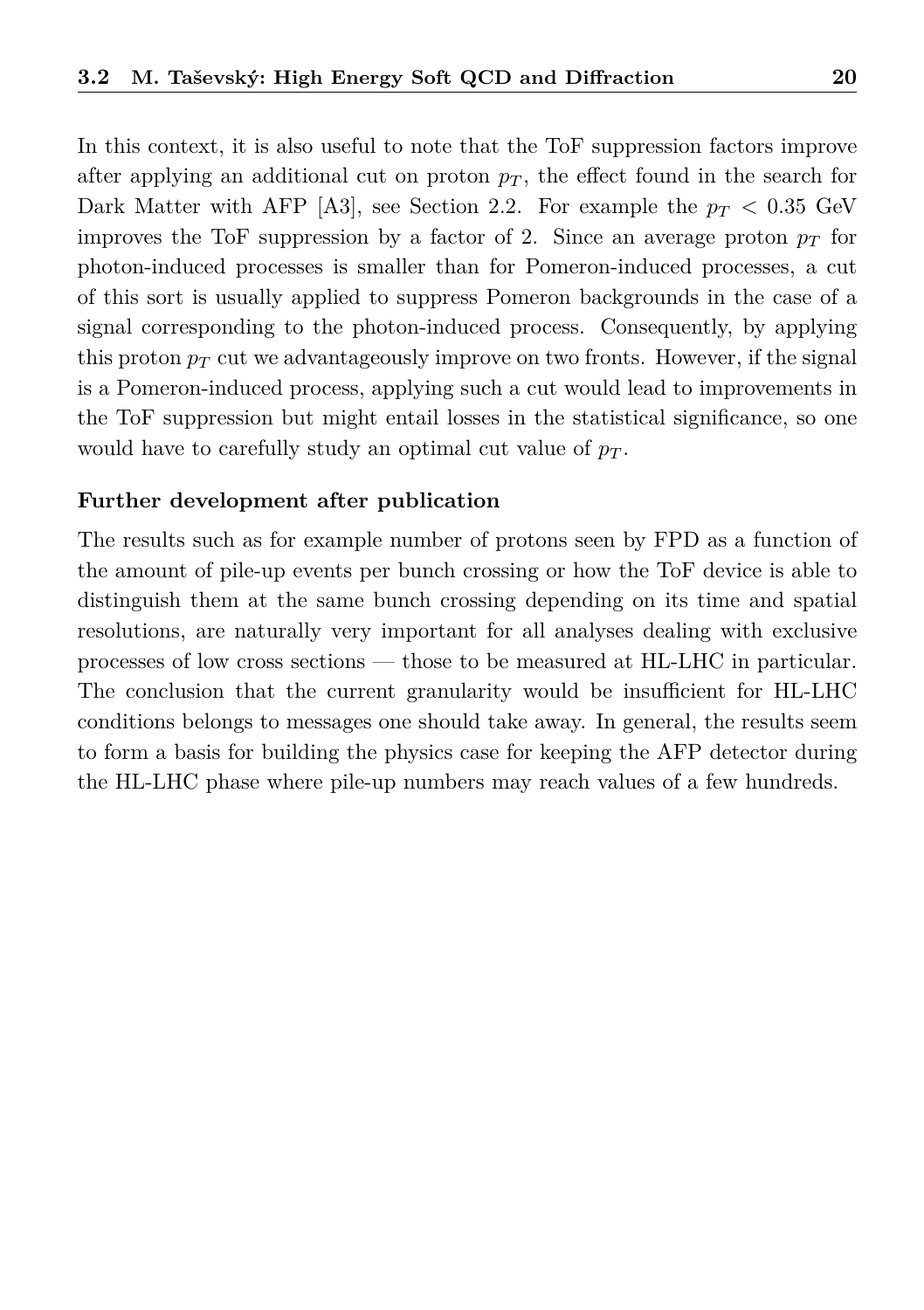In this context, it is also useful to note that the ToF suppression factors improve after applying an additional cut on proton $p_T$, the effect found in the search for Dark Matter with AFP [A3], see Section 2.2. For example the $p_T < 0.35$ GeV improves the ToF suppression by a factor of 2. Since an average proton $p_T$ for photon-induced processes is smaller than for Pomeron-induced processes, a cut of this sort is usually applied to suppress Pomeron backgrounds in the case of a signal corresponding to the photon-induced process. Consequently, by applying this proton $p_T$ cut we advantageously improve on two fronts. However, if the signal is a Pomeron-induced process, applying such a cut would lead to improvements in the ToF suppression but might entail losses in the statistical significance, so one would have to carefully study an optimal cut value of $p_T$.

#### Further development after publication

The results such as for example number of protons seen by FPD as a function of the amount of pile-up events per bunch crossing or how the ToF device is able to distinguish them at the same bunch crossing depending on its time and spatial resolutions, are naturally very important for all analyses dealing with exclusive processes of low cross sections — those to be measured at HL-LHC in particular. The conclusion that the current granularity would be insufficient for HL-LHC conditions belongs to messages one should take away. In general, the results seem to form a basis for building the physics case for keeping the AFP detector during the HL-LHC phase where pile-up numbers may reach values of a few hundreds.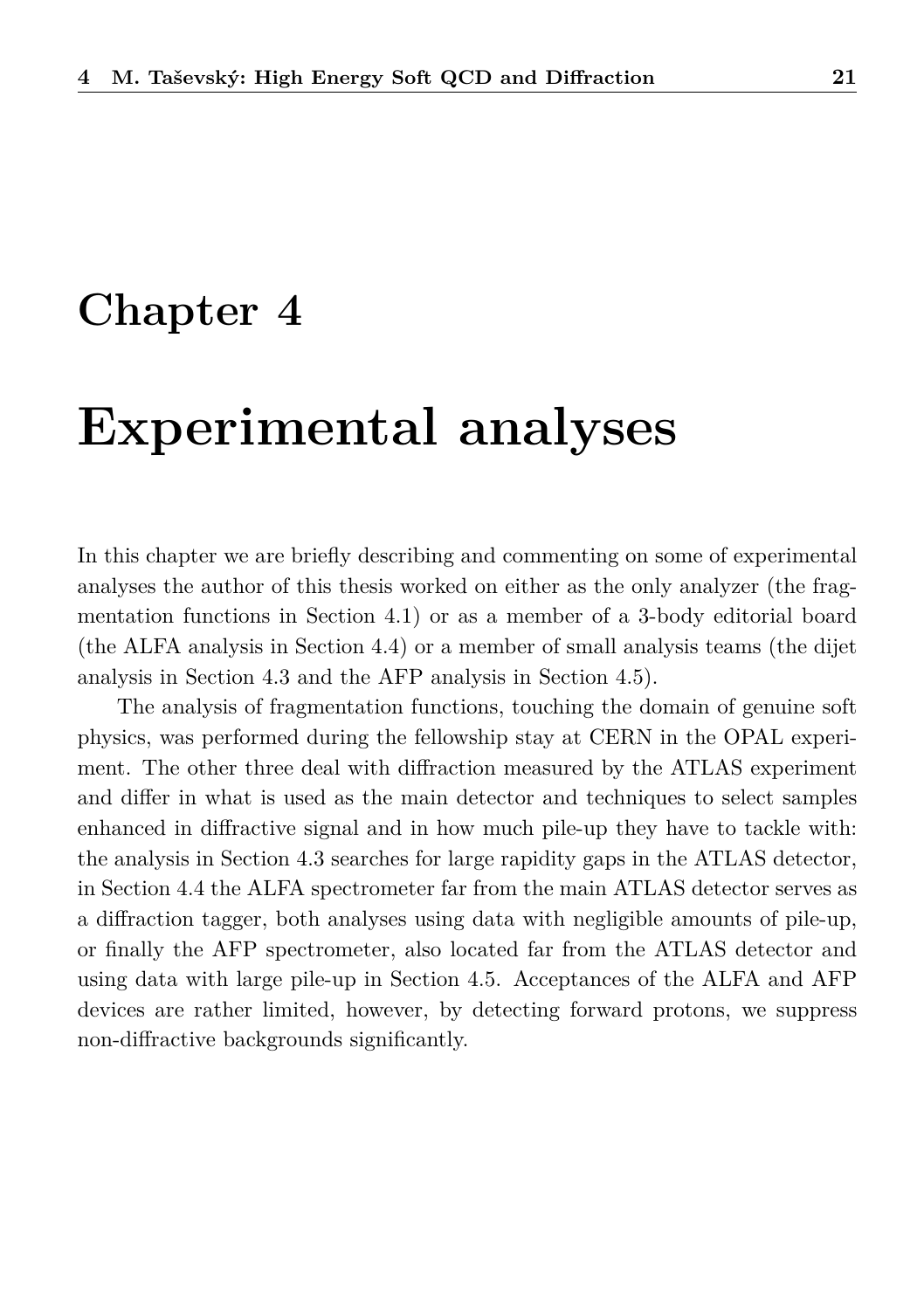# Chapter 4

# Experimental analyses

In this chapter we are briefly describing and commenting on some of experimental analyses the author of this thesis worked on either as the only analyzer (the fragmentation functions in Section 4.1) or as a member of a 3-body editorial board (the ALFA analysis in Section 4.4) or a member of small analysis teams (the dijet analysis in Section 4.3 and the AFP analysis in Section 4.5).

The analysis of fragmentation functions, touching the domain of genuine soft physics, was performed during the fellowship stay at CERN in the OPAL experiment. The other three deal with diffraction measured by the ATLAS experiment and differ in what is used as the main detector and techniques to select samples enhanced in diffractive signal and in how much pile-up they have to tackle with: the analysis in Section 4.3 searches for large rapidity gaps in the ATLAS detector, in Section 4.4 the ALFA spectrometer far from the main ATLAS detector serves as a diffraction tagger, both analyses using data with negligible amounts of pile-up, or finally the AFP spectrometer, also located far from the ATLAS detector and using data with large pile-up in Section 4.5. Acceptances of the ALFA and AFP devices are rather limited, however, by detecting forward protons, we suppress non-diffractive backgrounds significantly.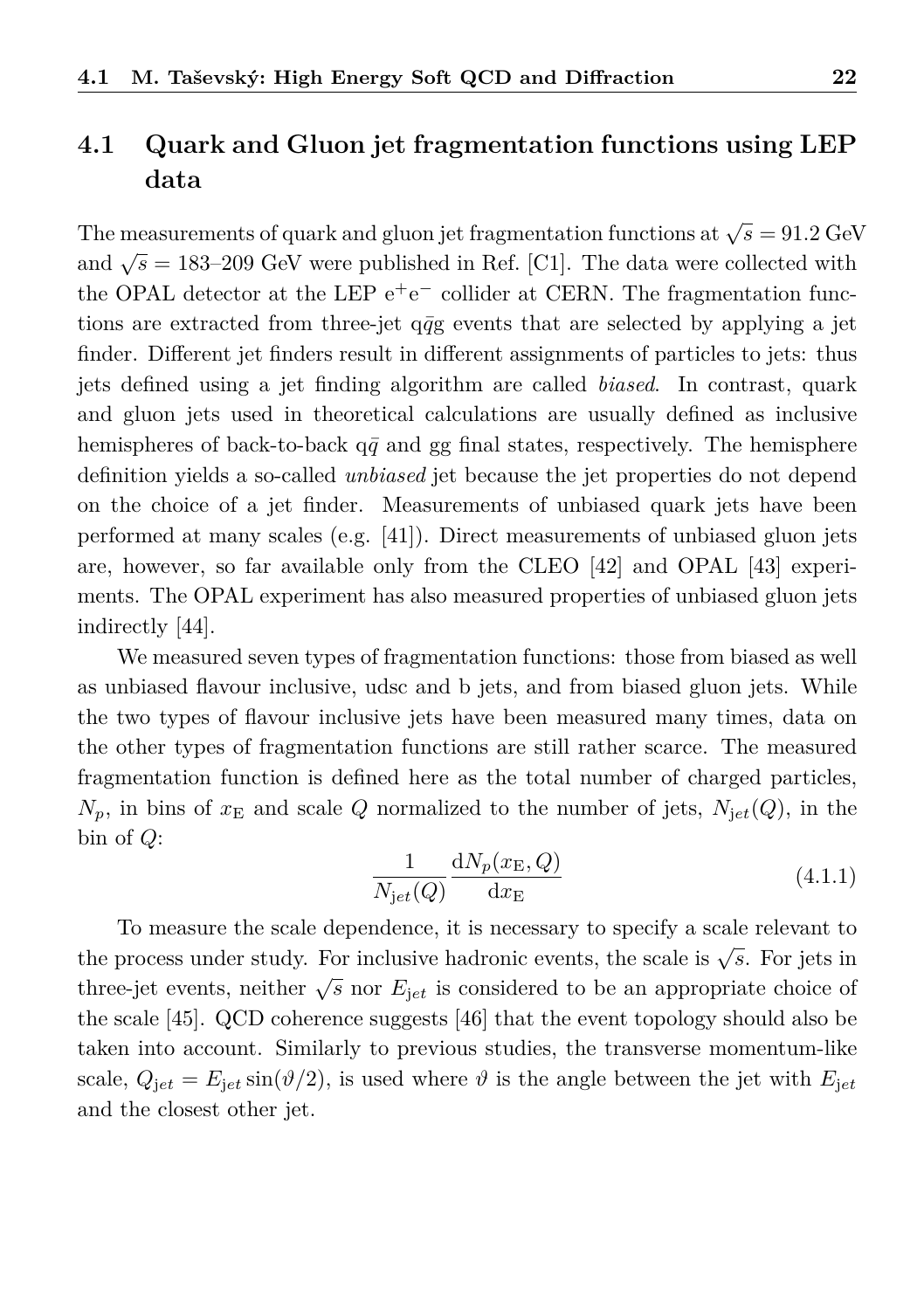## 4.1 Quark and Gluon jet fragmentation functions using LEP data

The measurements of quark and gluon jet fragmentation functions at $\sqrt{s} = 91.2$ GeV and $\sqrt{s} = 183$–$209$ GeV were published in Ref. [C1]. The data were collected with the OPAL detector at the LEP $e^+e^-$ collider at CERN. The fragmentation functions are extracted from three-jet $q\bar{q}g$ events that are selected by applying a jet finder. Different jet finders result in different assignments of particles to jets: thus jets defined using a jet finding algorithm are called *biased*. In contrast, quark and gluon jets used in theoretical calculations are usually defined as inclusive hemispheres of back-to-back $q\bar{q}$ and gg final states, respectively. The hemisphere definition yields a so-called *unbiased* jet because the jet properties do not depend on the choice of a jet finder. Measurements of unbiased quark jets have been performed at many scales (e.g. [41]). Direct measurements of unbiased gluon jets are, however, so far available only from the CLEO [42] and OPAL [43] experiments. The OPAL experiment has also measured properties of unbiased gluon jets indirectly [44].

We measured seven types of fragmentation functions: those from biased as well as unbiased flavour inclusive, udsc and b jets, and from biased gluon jets. While the two types of flavour inclusive jets have been measured many times, data on the other types of fragmentation functions are still rather scarce. The measured fragmentation function is defined here as the total number of charged particles, $N_p$, in bins of $x_{\rm E}$ and scale $Q$ normalized to the number of jets, $N_{\rm jet}(Q)$, in the bin of $Q$:

$$\frac{1}{N_{\rm jet}(Q)} \frac{{\rm d}N_p(x_{\rm E}, Q)}{{\rm d}x_{\rm E}} \tag{4.1.1}$$

To measure the scale dependence, it is necessary to specify a scale relevant to the process under study. For inclusive hadronic events, the scale is $\sqrt{s}$. For jets in three-jet events, neither $\sqrt{s}$ nor $E_{\rm jet}$ is considered to be an appropriate choice of the scale [45]. QCD coherence suggests [46] that the event topology should also be taken into account. Similarly to previous studies, the transverse momentum-like scale, $Q_{\rm jet} = E_{\rm jet} \sin(\vartheta/2)$, is used where $\vartheta$ is the angle between the jet with $E_{\rm jet}$ and the closest other jet.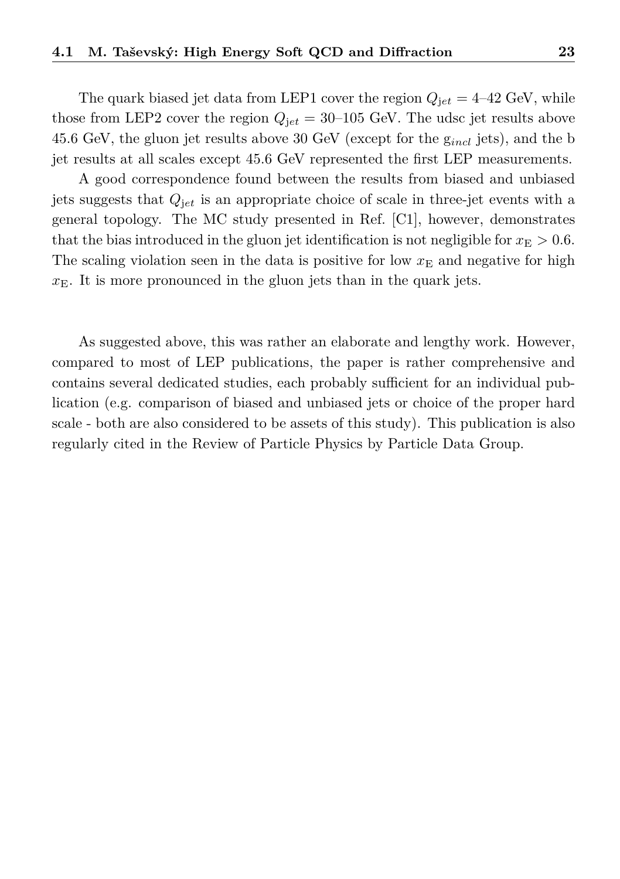The quark biased jet data from LEP1 cover the region $Q_{\rm jet} = 4$–$42$ GeV, while those from LEP2 cover the region $Q_{\rm jet} = 30$–$105$ GeV. The udsc jet results above 45.6 GeV, the gluon jet results above 30 GeV (except for the $\mathrm{g}_{incl}$ jets), and the b jet results at all scales except 45.6 GeV represented the first LEP measurements.

A good correspondence found between the results from biased and unbiased jets suggests that $Q_{\rm jet}$ is an appropriate choice of scale in three-jet events with a general topology. The MC study presented in Ref. [C1], however, demonstrates that the bias introduced in the gluon jet identification is not negligible for $x_{\rm E} > 0.6$. The scaling violation seen in the data is positive for low $x_{\rm E}$ and negative for high $x_{\rm E}$. It is more pronounced in the gluon jets than in the quark jets.

As suggested above, this was rather an elaborate and lengthy work. However, compared to most of LEP publications, the paper is rather comprehensive and contains several dedicated studies, each probably sufficient for an individual publication (e.g. comparison of biased and unbiased jets or choice of the proper hard scale - both are also considered to be assets of this study). This publication is also regularly cited in the Review of Particle Physics by Particle Data Group.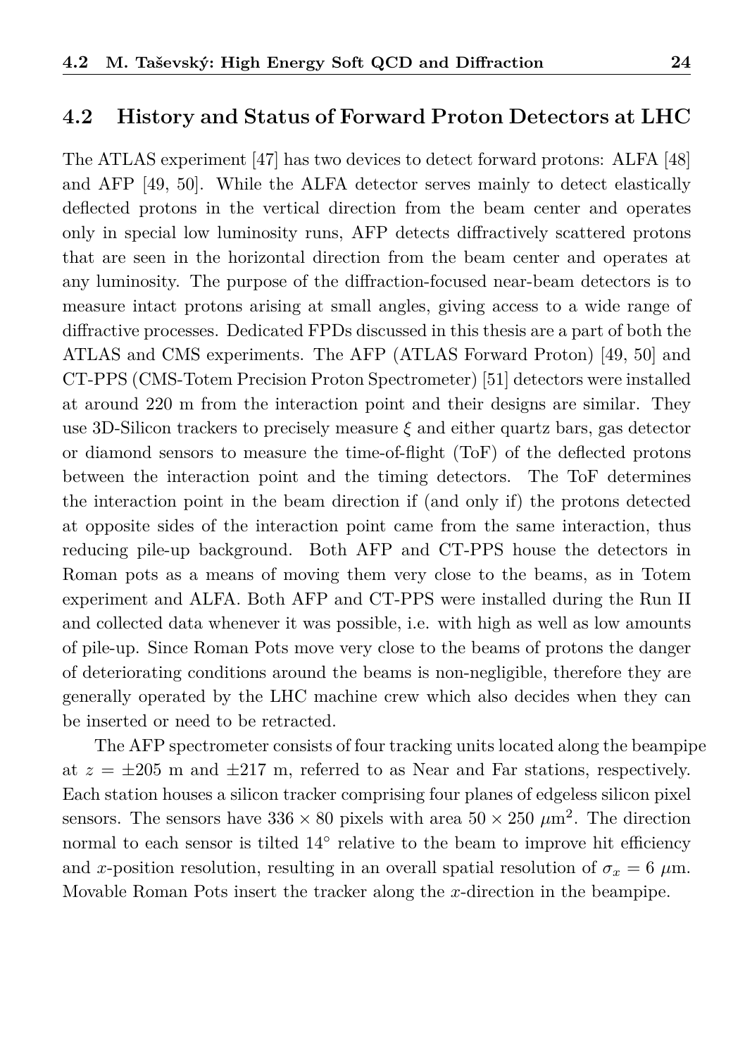## 4.2 History and Status of Forward Proton Detectors at LHC

The ATLAS experiment [47] has two devices to detect forward protons: ALFA [48] and AFP [49, 50]. While the ALFA detector serves mainly to detect elastically deflected protons in the vertical direction from the beam center and operates only in special low luminosity runs, AFP detects diffractively scattered protons that are seen in the horizontal direction from the beam center and operates at any luminosity. The purpose of the diffraction-focused near-beam detectors is to measure intact protons arising at small angles, giving access to a wide range of diffractive processes. Dedicated FPDs discussed in this thesis are a part of both the ATLAS and CMS experiments. The AFP (ATLAS Forward Proton) [49, 50] and CT-PPS (CMS-Totem Precision Proton Spectrometer) [51] detectors were installed at around 220 m from the interaction point and their designs are similar. They use 3D-Silicon trackers to precisely measure $\xi$ and either quartz bars, gas detector or diamond sensors to measure the time-of-flight (ToF) of the deflected protons between the interaction point and the timing detectors. The ToF determines the interaction point in the beam direction if (and only if) the protons detected at opposite sides of the interaction point came from the same interaction, thus reducing pile-up background. Both AFP and CT-PPS house the detectors in Roman pots as a means of moving them very close to the beams, as in Totem experiment and ALFA. Both AFP and CT-PPS were installed during the Run II and collected data whenever it was possible, i.e. with high as well as low amounts of pile-up. Since Roman Pots move very close to the beams of protons the danger of deteriorating conditions around the beams is non-negligible, therefore they are generally operated by the LHC machine crew which also decides when they can be inserted or need to be retracted.

The AFP spectrometer consists of four tracking units located along the beampipe at $z = \pm 205$ m and $\pm 217$ m, referred to as Near and Far stations, respectively. Each station houses a silicon tracker comprising four planes of edgeless silicon pixel sensors. The sensors have $336 \times 80$ pixels with area $50 \times 250$ $\mu\text{m}^2$. The direction normal to each sensor is tilted $14^\circ$ relative to the beam to improve hit efficiency and $x$-position resolution, resulting in an overall spatial resolution of $\sigma_x = 6$ $\mu$m. Movable Roman Pots insert the tracker along the $x$-direction in the beampipe.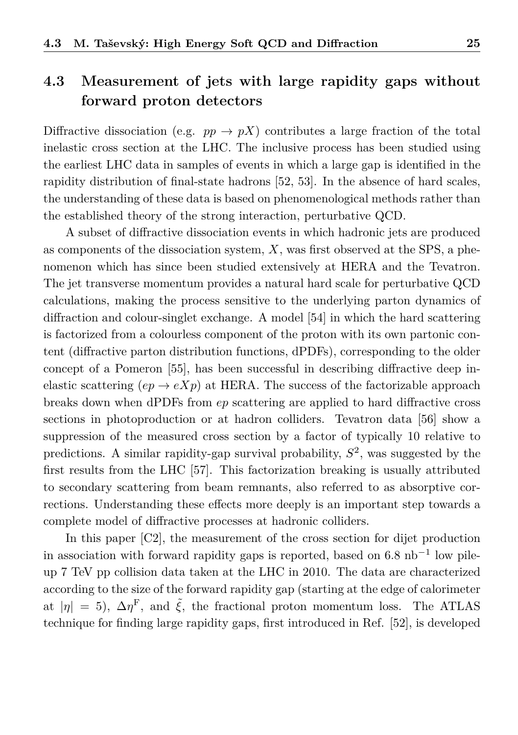## 4.3 Measurement of jets with large rapidity gaps without forward proton detectors

Diffractive dissociation (e.g. $pp \to pX$) contributes a large fraction of the total inelastic cross section at the LHC. The inclusive process has been studied using the earliest LHC data in samples of events in which a large gap is identified in the rapidity distribution of final-state hadrons [52, 53]. In the absence of hard scales, the understanding of these data is based on phenomenological methods rather than the established theory of the strong interaction, perturbative QCD.

A subset of diffractive dissociation events in which hadronic jets are produced as components of the dissociation system, $X$, was first observed at the SPS, a phenomenon which has since been studied extensively at HERA and the Tevatron. The jet transverse momentum provides a natural hard scale for perturbative QCD calculations, making the process sensitive to the underlying parton dynamics of diffraction and colour-singlet exchange. A model [54] in which the hard scattering is factorized from a colourless component of the proton with its own partonic content (diffractive parton distribution functions, dPDFs), corresponding to the older concept of a Pomeron [55], has been successful in describing diffractive deep inelastic scattering ($ep \to eXp$) at HERA. The success of the factorizable approach breaks down when dPDFs from $ep$ scattering are applied to hard diffractive cross sections in photoproduction or at hadron colliders. Tevatron data [56] show a suppression of the measured cross section by a factor of typically 10 relative to predictions. A similar rapidity-gap survival probability, $S^2$, was suggested by the first results from the LHC [57]. This factorization breaking is usually attributed to secondary scattering from beam remnants, also referred to as absorptive corrections. Understanding these effects more deeply is an important step towards a complete model of diffractive processes at hadronic colliders.

In this paper [C2], the measurement of the cross section for dijet production in association with forward rapidity gaps is reported, based on 6.8 $\mathrm{nb}^{-1}$ low pile-up 7 TeV pp collision data taken at the LHC in 2010. The data are characterized according to the size of the forward rapidity gap (starting at the edge of calorimeter at $|\eta| = 5$), $\Delta\eta^{\mathrm{F}}$, and $\tilde{\xi}$, the fractional proton momentum loss. The ATLAS technique for finding large rapidity gaps, first introduced in Ref. [52], is developed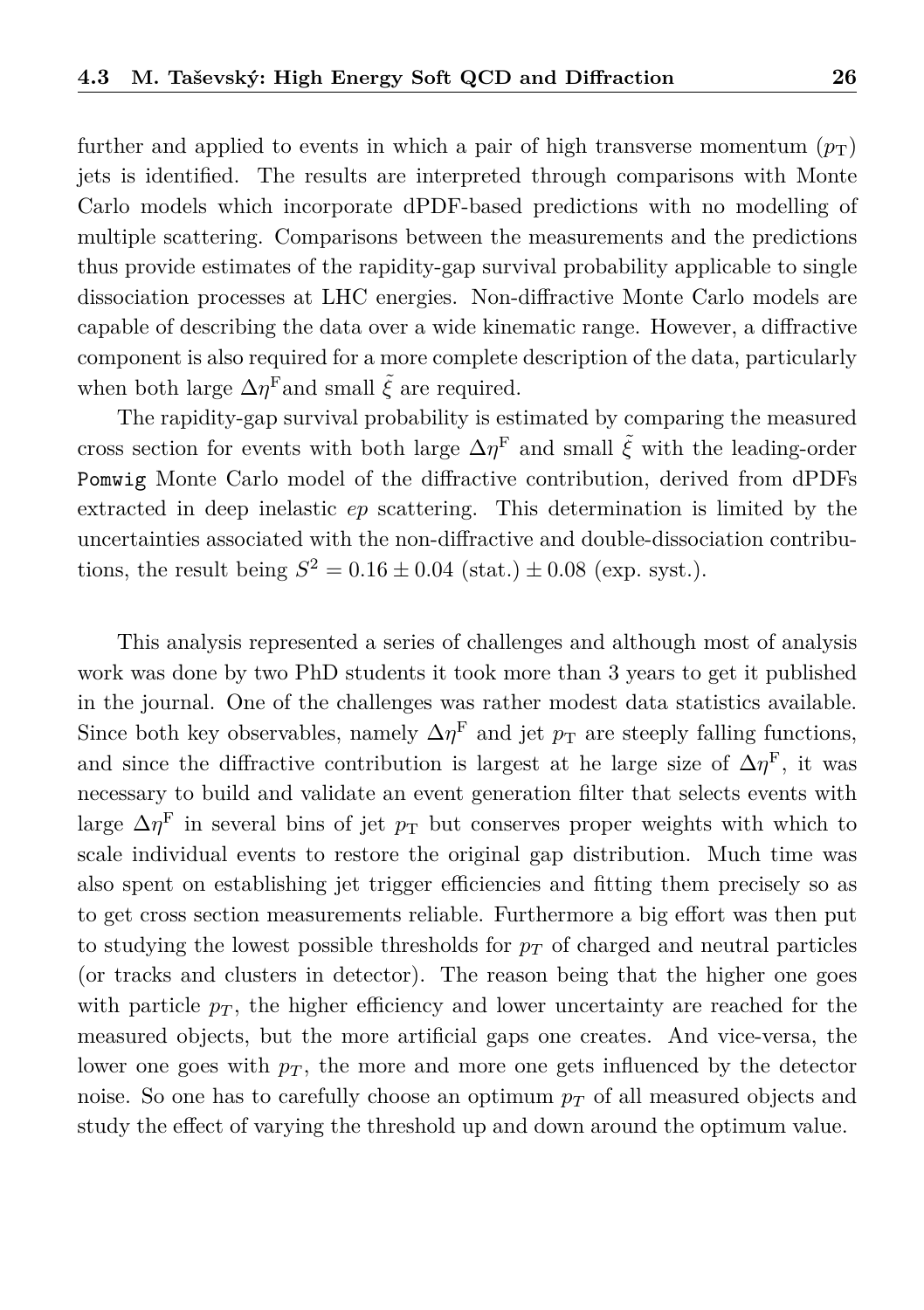further and applied to events in which a pair of high transverse momentum ($p_{\mathrm{T}}$) jets is identified. The results are interpreted through comparisons with Monte Carlo models which incorporate dPDF-based predictions with no modelling of multiple scattering. Comparisons between the measurements and the predictions thus provide estimates of the rapidity-gap survival probability applicable to single dissociation processes at LHC energies. Non-diffractive Monte Carlo models are capable of describing the data over a wide kinematic range. However, a diffractive component is also required for a more complete description of the data, particularly when both large $\Delta\eta^{\mathrm{F}}$and small $\tilde{\xi}$ are required.

The rapidity-gap survival probability is estimated by comparing the measured cross section for events with both large $\Delta\eta^{\mathrm{F}}$ and small $\tilde{\xi}$ with the leading-order `Pomwig` Monte Carlo model of the diffractive contribution, derived from dPDFs extracted in deep inelastic *ep* scattering. This determination is limited by the uncertainties associated with the non-diffractive and double-dissociation contributions, the result being $S^2 = 0.16 \pm 0.04$ (stat.) $\pm\, 0.08$ (exp. syst.).

This analysis represented a series of challenges and although most of analysis work was done by two PhD students it took more than 3 years to get it published in the journal. One of the challenges was rather modest data statistics available. Since both key observables, namely $\Delta\eta^{\mathrm{F}}$ and jet $p_{\mathrm{T}}$ are steeply falling functions, and since the diffractive contribution is largest at he large size of $\Delta\eta^{\mathrm{F}}$, it was necessary to build and validate an event generation filter that selects events with large $\Delta\eta^{\mathrm{F}}$ in several bins of jet $p_{\mathrm{T}}$ but conserves proper weights with which to scale individual events to restore the original gap distribution. Much time was also spent on establishing jet trigger efficiencies and fitting them precisely so as to get cross section measurements reliable. Furthermore a big effort was then put to studying the lowest possible thresholds for $p_T$ of charged and neutral particles (or tracks and clusters in detector). The reason being that the higher one goes with particle $p_T$, the higher efficiency and lower uncertainty are reached for the measured objects, but the more artificial gaps one creates. And vice-versa, the lower one goes with $p_T$, the more and more one gets influenced by the detector noise. So one has to carefully choose an optimum $p_T$ of all measured objects and study the effect of varying the threshold up and down around the optimum value.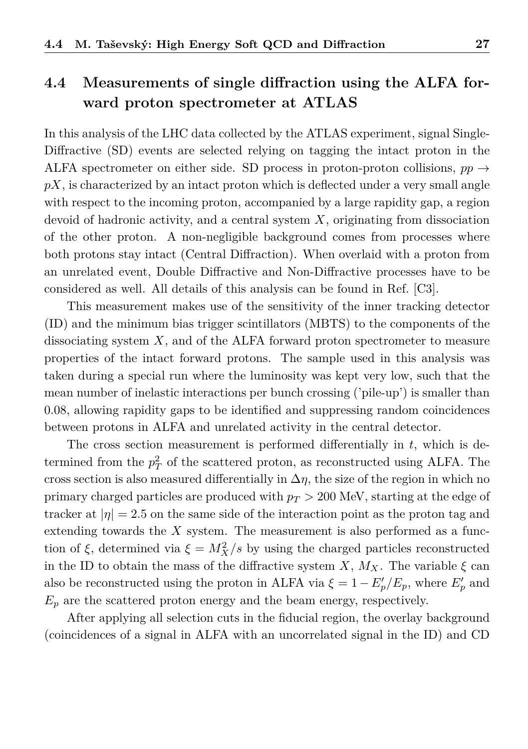## 4.4 Measurements of single diffraction using the ALFA forward proton spectrometer at ATLAS

In this analysis of the LHC data collected by the ATLAS experiment, signal Single-Diffractive (SD) events are selected relying on tagging the intact proton in the ALFA spectrometer on either side. SD process in proton-proton collisions, $pp \rightarrow pX$, is characterized by an intact proton which is deflected under a very small angle with respect to the incoming proton, accompanied by a large rapidity gap, a region devoid of hadronic activity, and a central system $X$, originating from dissociation of the other proton. A non-negligible background comes from processes where both protons stay intact (Central Diffraction). When overlaid with a proton from an unrelated event, Double Diffractive and Non-Diffractive processes have to be considered as well. All details of this analysis can be found in Ref. [C3].

This measurement makes use of the sensitivity of the inner tracking detector (ID) and the minimum bias trigger scintillators (MBTS) to the components of the dissociating system $X$, and of the ALFA forward proton spectrometer to measure properties of the intact forward protons. The sample used in this analysis was taken during a special run where the luminosity was kept very low, such that the mean number of inelastic interactions per bunch crossing ('pile-up') is smaller than 0.08, allowing rapidity gaps to be identified and suppressing random coincidences between protons in ALFA and unrelated activity in the central detector.

The cross section measurement is performed differentially in $t$, which is determined from the $p_T^2$ of the scattered proton, as reconstructed using ALFA. The cross section is also measured differentially in $\Delta\eta$, the size of the region in which no primary charged particles are produced with $p_T > 200$ MeV, starting at the edge of tracker at $|\eta| = 2.5$ on the same side of the interaction point as the proton tag and extending towards the $X$ system. The measurement is also performed as a function of $\xi$, determined via $\xi = M_X^2/s$ by using the charged particles reconstructed in the ID to obtain the mass of the diffractive system $X$, $M_X$. The variable $\xi$ can also be reconstructed using the proton in ALFA via $\xi = 1 - E_p'/E_p$, where $E_p'$ and $E_p$ are the scattered proton energy and the beam energy, respectively.

After applying all selection cuts in the fiducial region, the overlay background (coincidences of a signal in ALFA with an uncorrelated signal in the ID) and CD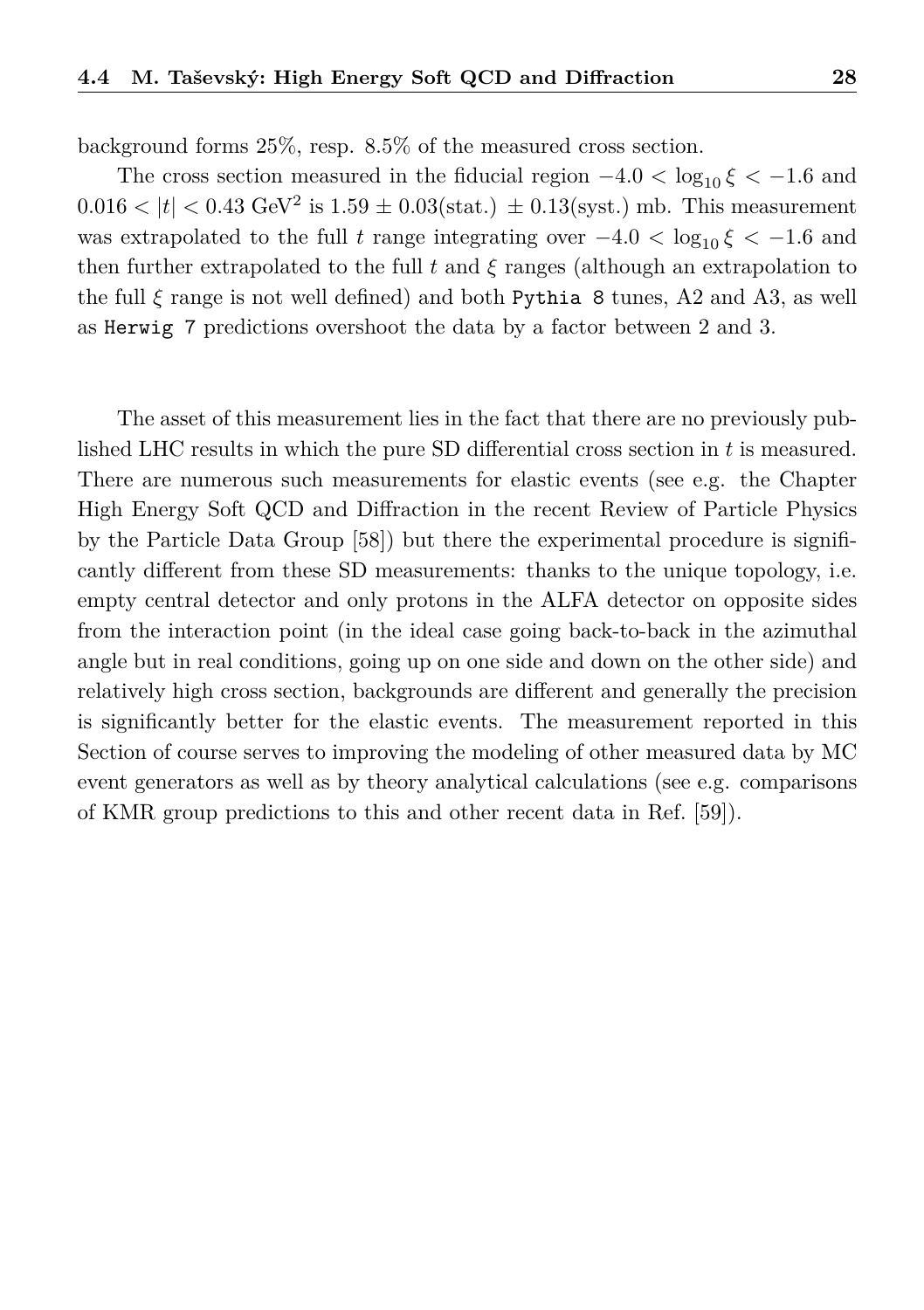background forms 25%, resp. 8.5% of the measured cross section.

The cross section measured in the fiducial region $-4.0 < \log_{10}\xi < -1.6$ and $0.016 < |t| < 0.43$ GeV$^2$ is $1.59 \pm 0.03$(stat.) $\pm$ 0.13(syst.) mb. This measurement was extrapolated to the full $t$ range integrating over $-4.0 < \log_{10}\xi < -1.6$ and then further extrapolated to the full $t$ and $\xi$ ranges (although an extrapolation to the full $\xi$ range is not well defined) and both `Pythia 8` tunes, A2 and A3, as well as `Herwig 7` predictions overshoot the data by a factor between 2 and 3.

The asset of this measurement lies in the fact that there are no previously published LHC results in which the pure SD differential cross section in $t$ is measured. There are numerous such measurements for elastic events (see e.g. the Chapter High Energy Soft QCD and Diffraction in the recent Review of Particle Physics by the Particle Data Group [58]) but there the experimental procedure is significantly different from these SD measurements: thanks to the unique topology, i.e. empty central detector and only protons in the ALFA detector on opposite sides from the interaction point (in the ideal case going back-to-back in the azimuthal angle but in real conditions, going up on one side and down on the other side) and relatively high cross section, backgrounds are different and generally the precision is significantly better for the elastic events. The measurement reported in this Section of course serves to improving the modeling of other measured data by MC event generators as well as by theory analytical calculations (see e.g. comparisons of KMR group predictions to this and other recent data in Ref. [59]).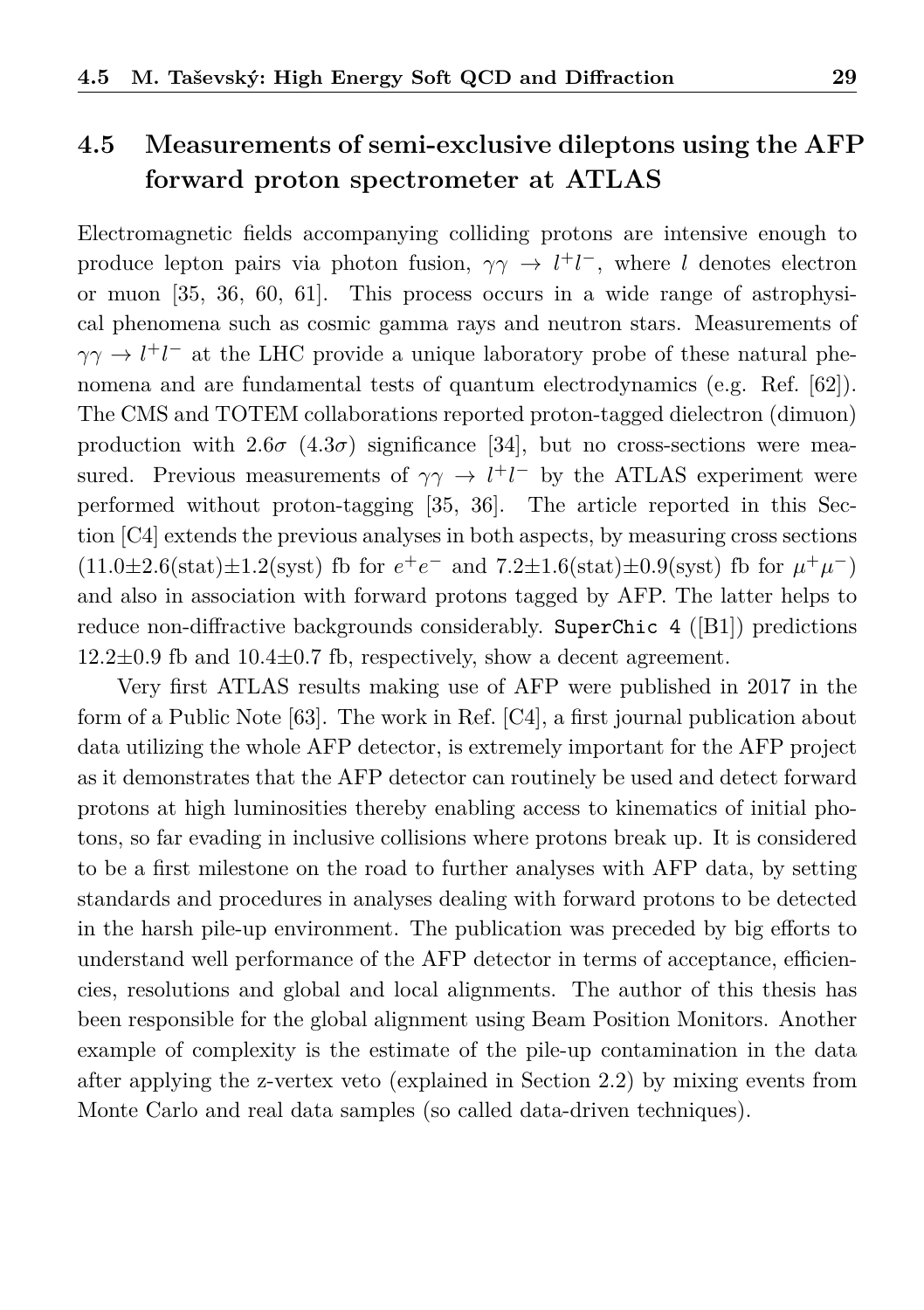## 4.5 Measurements of semi-exclusive dileptons using the AFP forward proton spectrometer at ATLAS

Electromagnetic fields accompanying colliding protons are intensive enough to produce lepton pairs via photon fusion, $\gamma\gamma \to l^+l^-$, where $l$ denotes electron or muon [35, 36, 60, 61]. This process occurs in a wide range of astrophysical phenomena such as cosmic gamma rays and neutron stars. Measurements of $\gamma\gamma \to l^+l^-$ at the LHC provide a unique laboratory probe of these natural phenomena and are fundamental tests of quantum electrodynamics (e.g. Ref. [62]). The CMS and TOTEM collaborations reported proton-tagged dielectron (dimuon) production with $2.6\sigma$ ($4.3\sigma$) significance [34], but no cross-sections were measured. Previous measurements of $\gamma\gamma \to l^+l^-$ by the ATLAS experiment were performed without proton-tagging [35, 36]. The article reported in this Section [C4] extends the previous analyses in both aspects, by measuring cross sections ($11.0\pm2.6$(stat)$\pm1.2$(syst) fb for $e^+e^-$ and $7.2\pm1.6$(stat)$\pm0.9$(syst) fb for $\mu^+\mu^-$) and also in association with forward protons tagged by AFP. The latter helps to reduce non-diffractive backgrounds considerably. `SuperChic 4` ([B1]) predictions $12.2\pm0.9$ fb and $10.4\pm0.7$ fb, respectively, show a decent agreement.

Very first ATLAS results making use of AFP were published in 2017 in the form of a Public Note [63]. The work in Ref. [C4], a first journal publication about data utilizing the whole AFP detector, is extremely important for the AFP project as it demonstrates that the AFP detector can routinely be used and detect forward protons at high luminosities thereby enabling access to kinematics of initial photons, so far evading in inclusive collisions where protons break up. It is considered to be a first milestone on the road to further analyses with AFP data, by setting standards and procedures in analyses dealing with forward protons to be detected in the harsh pile-up environment. The publication was preceded by big efforts to understand well performance of the AFP detector in terms of acceptance, efficiencies, resolutions and global and local alignments. The author of this thesis has been responsible for the global alignment using Beam Position Monitors. Another example of complexity is the estimate of the pile-up contamination in the data after applying the z-vertex veto (explained in Section 2.2) by mixing events from Monte Carlo and real data samples (so called data-driven techniques).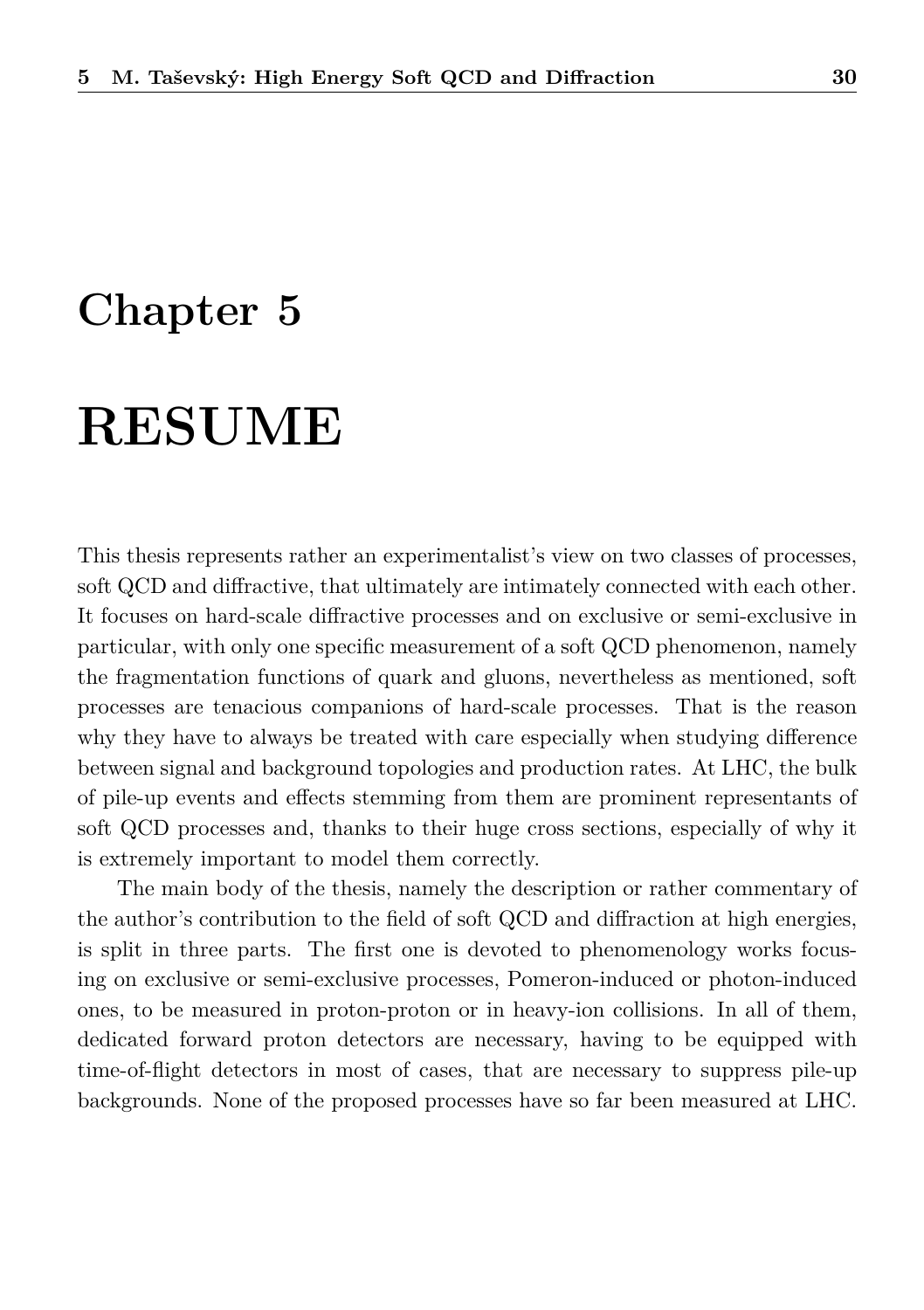# Chapter 5

# RESUME

This thesis represents rather an experimentalist's view on two classes of processes, soft QCD and diffractive, that ultimately are intimately connected with each other. It focuses on hard-scale diffractive processes and on exclusive or semi-exclusive in particular, with only one specific measurement of a soft QCD phenomenon, namely the fragmentation functions of quark and gluons, nevertheless as mentioned, soft processes are tenacious companions of hard-scale processes. That is the reason why they have to always be treated with care especially when studying difference between signal and background topologies and production rates. At LHC, the bulk of pile-up events and effects stemming from them are prominent representants of soft QCD processes and, thanks to their huge cross sections, especially of why it is extremely important to model them correctly.

The main body of the thesis, namely the description or rather commentary of the author's contribution to the field of soft QCD and diffraction at high energies, is split in three parts. The first one is devoted to phenomenology works focusing on exclusive or semi-exclusive processes, Pomeron-induced or photon-induced ones, to be measured in proton-proton or in heavy-ion collisions. In all of them, dedicated forward proton detectors are necessary, having to be equipped with time-of-flight detectors in most of cases, that are necessary to suppress pile-up backgrounds. None of the proposed processes have so far been measured at LHC.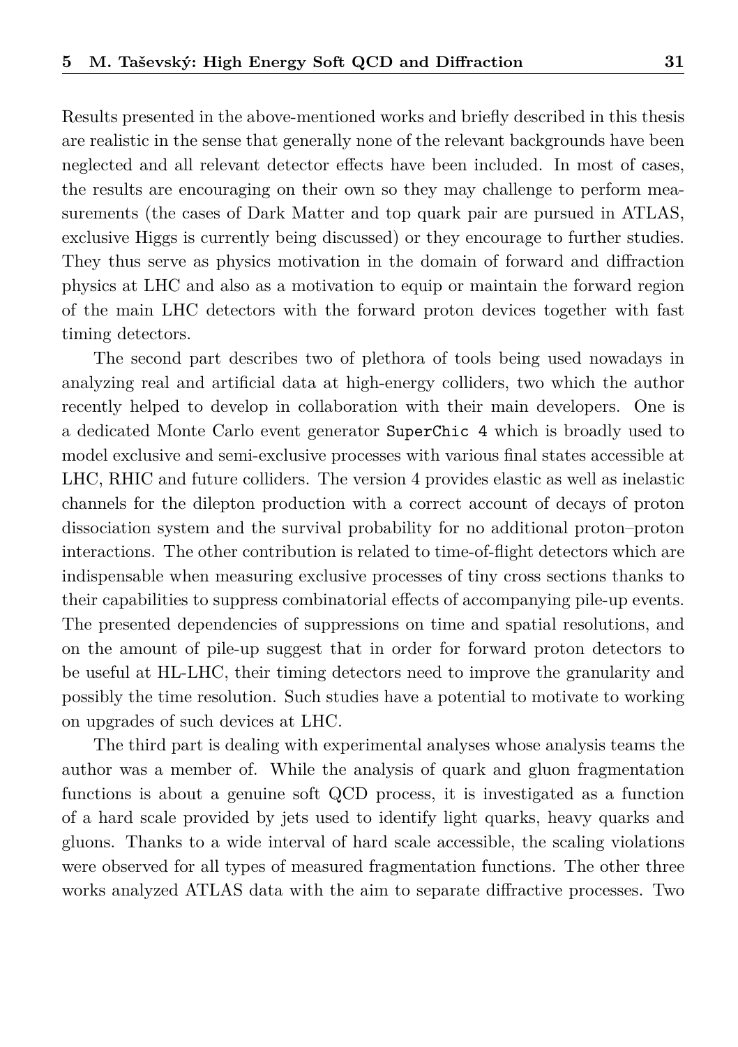Results presented in the above-mentioned works and briefly described in this thesis are realistic in the sense that generally none of the relevant backgrounds have been neglected and all relevant detector effects have been included. In most of cases, the results are encouraging on their own so they may challenge to perform measurements (the cases of Dark Matter and top quark pair are pursued in ATLAS, exclusive Higgs is currently being discussed) or they encourage to further studies. They thus serve as physics motivation in the domain of forward and diffraction physics at LHC and also as a motivation to equip or maintain the forward region of the main LHC detectors with the forward proton devices together with fast timing detectors.

The second part describes two of plethora of tools being used nowadays in analyzing real and artificial data at high-energy colliders, two which the author recently helped to develop in collaboration with their main developers. One is a dedicated Monte Carlo event generator `SuperChic 4` which is broadly used to model exclusive and semi-exclusive processes with various final states accessible at LHC, RHIC and future colliders. The version 4 provides elastic as well as inelastic channels for the dilepton production with a correct account of decays of proton dissociation system and the survival probability for no additional proton–proton interactions. The other contribution is related to time-of-flight detectors which are indispensable when measuring exclusive processes of tiny cross sections thanks to their capabilities to suppress combinatorial effects of accompanying pile-up events. The presented dependencies of suppressions on time and spatial resolutions, and on the amount of pile-up suggest that in order for forward proton detectors to be useful at HL-LHC, their timing detectors need to improve the granularity and possibly the time resolution. Such studies have a potential to motivate to working on upgrades of such devices at LHC.

The third part is dealing with experimental analyses whose analysis teams the author was a member of. While the analysis of quark and gluon fragmentation functions is about a genuine soft QCD process, it is investigated as a function of a hard scale provided by jets used to identify light quarks, heavy quarks and gluons. Thanks to a wide interval of hard scale accessible, the scaling violations were observed for all types of measured fragmentation functions. The other three works analyzed ATLAS data with the aim to separate diffractive processes. Two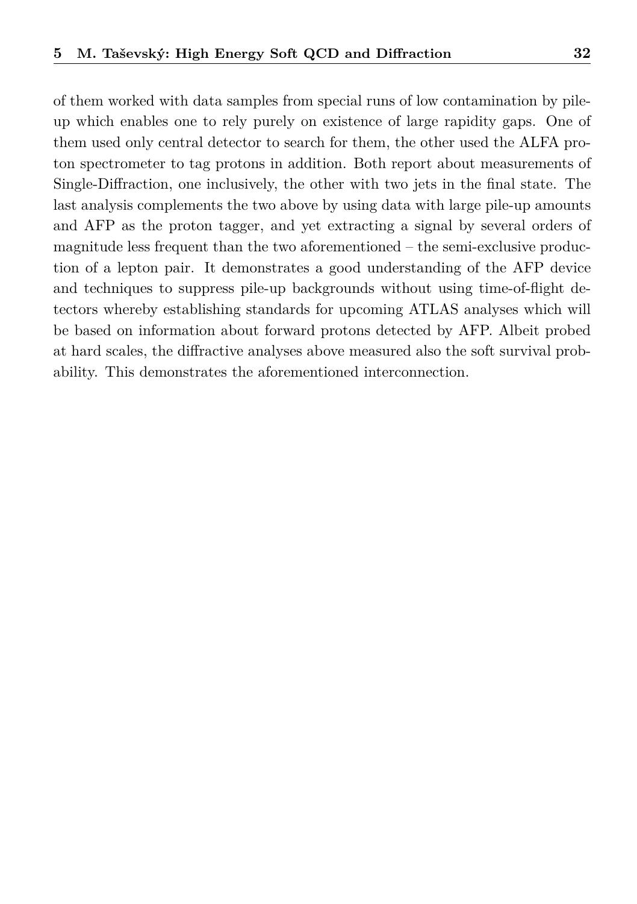of them worked with data samples from special runs of low contamination by pile-up which enables one to rely purely on existence of large rapidity gaps. One of them used only central detector to search for them, the other used the ALFA proton spectrometer to tag protons in addition. Both report about measurements of Single-Diffraction, one inclusively, the other with two jets in the final state. The last analysis complements the two above by using data with large pile-up amounts and AFP as the proton tagger, and yet extracting a signal by several orders of magnitude less frequent than the two aforementioned – the semi-exclusive production of a lepton pair. It demonstrates a good understanding of the AFP device and techniques to suppress pile-up backgrounds without using time-of-flight detectors whereby establishing standards for upcoming ATLAS analyses which will be based on information about forward protons detected by AFP. Albeit probed at hard scales, the diffractive analyses above measured also the soft survival probability. This demonstrates the aforementioned interconnection.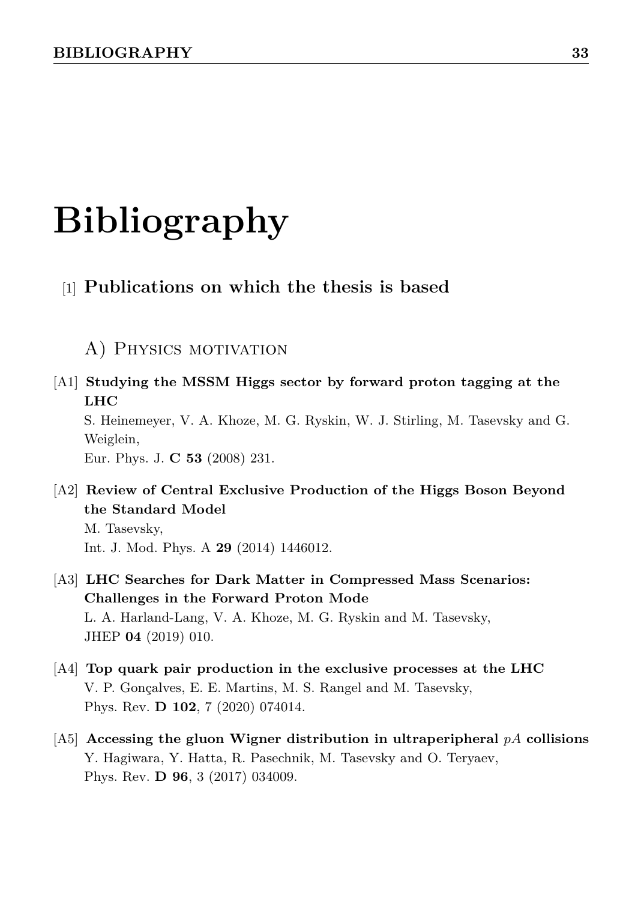# Bibliography

## [1] Publications on which the thesis is based

### A) Physics motivation

[A1] **Studying the MSSM Higgs sector by forward proton tagging at the LHC**
S. Heinemeyer, V. A. Khoze, M. G. Ryskin, W. J. Stirling, M. Tasevsky and G. Weiglein,
Eur. Phys. J. **C 53** (2008) 231.

[A2] **Review of Central Exclusive Production of the Higgs Boson Beyond the Standard Model**
M. Tasevsky,
Int. J. Mod. Phys. A **29** (2014) 1446012.

[A3] **LHC Searches for Dark Matter in Compressed Mass Scenarios: Challenges in the Forward Proton Mode**
L. A. Harland-Lang, V. A. Khoze, M. G. Ryskin and M. Tasevsky,
JHEP **04** (2019) 010.

[A4] **Top quark pair production in the exclusive processes at the LHC**
V. P. Gonçalves, E. E. Martins, M. S. Rangel and M. Tasevsky,
Phys. Rev. **D 102**, 7 (2020) 074014.

[A5] **Accessing the gluon Wigner distribution in ultraperipheral $pA$ collisions**
Y. Hagiwara, Y. Hatta, R. Pasechnik, M. Tasevsky and O. Teryaev,
Phys. Rev. **D 96**, 3 (2017) 034009.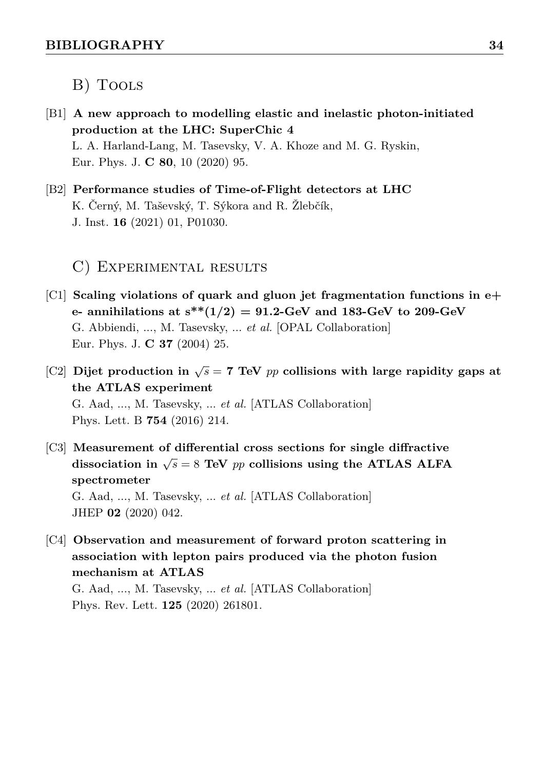## B) Tools

[B1] **A new approach to modelling elastic and inelastic photon-initiated production at the LHC: SuperChic 4**
L. A. Harland-Lang, M. Tasevsky, V. A. Khoze and M. G. Ryskin,
Eur. Phys. J. **C 80**, 10 (2020) 95.

[B2] **Performance studies of Time-of-Flight detectors at LHC**
K. Černý, M. Taševský, T. Sýkora and R. Žlebčík,
J. Inst. **16** (2021) 01, P01030.

## C) Experimental results

[C1] **Scaling violations of quark and gluon jet fragmentation functions in e+ e- annihilations at s**(1/2) = 91.2-GeV and 183-GeV to 209-GeV**
G. Abbiendi, ..., M. Tasevsky, ... *et al.* [OPAL Collaboration]
Eur. Phys. J. **C 37** (2004) 25.

[C2] **Dijet production in $\sqrt{s} = 7$ TeV $pp$ collisions with large rapidity gaps at the ATLAS experiment**
G. Aad, ..., M. Tasevsky, ... *et al.* [ATLAS Collaboration]
Phys. Lett. B **754** (2016) 214.

[C3] **Measurement of differential cross sections for single diffractive dissociation in $\sqrt{s} = 8$ TeV $pp$ collisions using the ATLAS ALFA spectrometer**
G. Aad, ..., M. Tasevsky, ... *et al.* [ATLAS Collaboration]
JHEP **02** (2020) 042.

[C4] **Observation and measurement of forward proton scattering in association with lepton pairs produced via the photon fusion mechanism at ATLAS**
G. Aad, ..., M. Tasevsky, ... *et al.* [ATLAS Collaboration]
Phys. Rev. Lett. **125** (2020) 261801.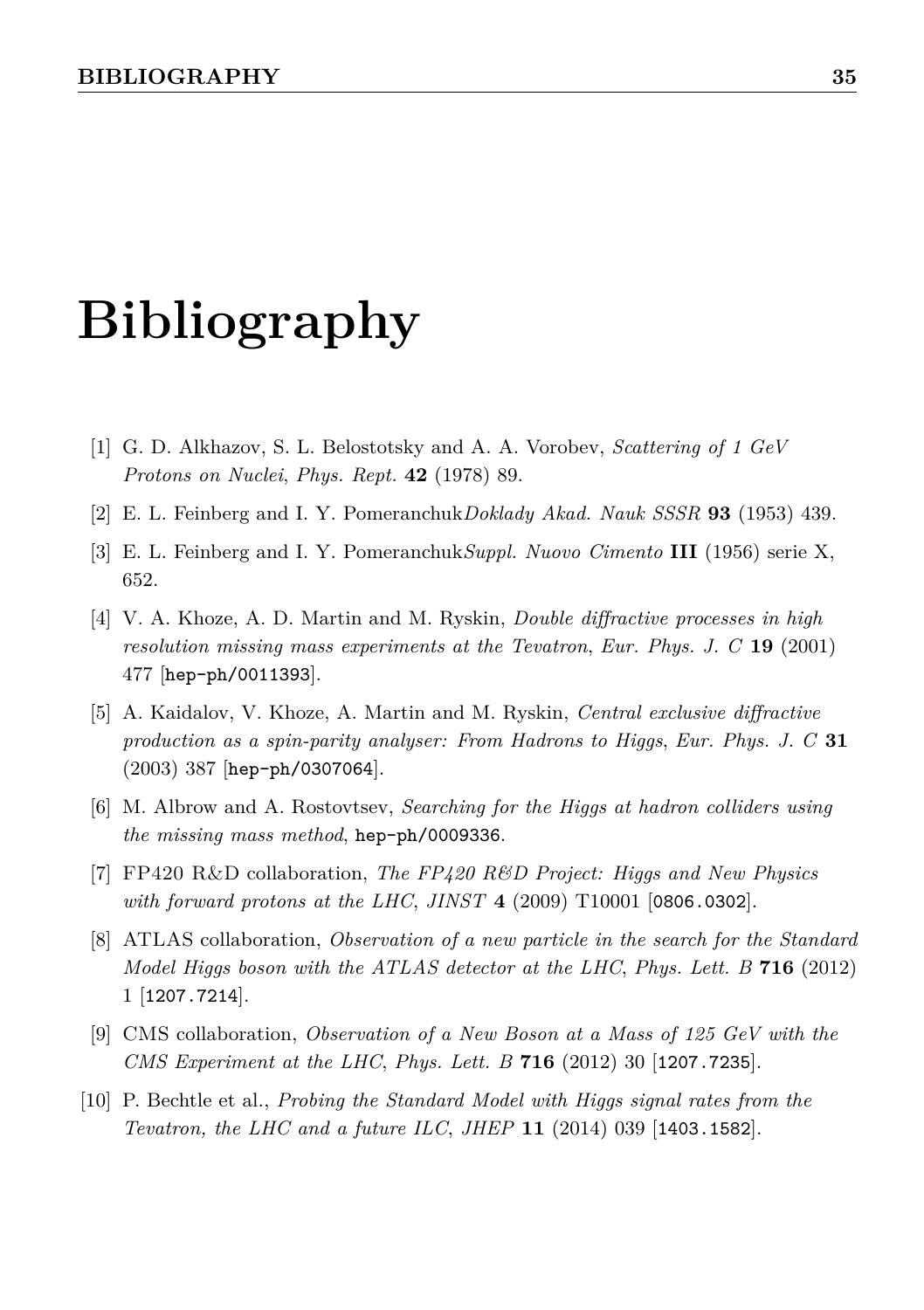# Bibliography

[1] G. D. Alkhazov, S. L. Belostotsky and A. A. Vorobev, *Scattering of 1 GeV Protons on Nuclei*, *Phys. Rept.* **42** (1978) 89.

[2] E. L. Feinberg and I. Y. Pomeranchuk*Doklady Akad. Nauk SSSR* **93** (1953) 439.

[3] E. L. Feinberg and I. Y. Pomeranchuk*Suppl. Nuovo Cimento* **III** (1956) serie X, 652.

[4] V. A. Khoze, A. D. Martin and M. Ryskin, *Double diffractive processes in high resolution missing mass experiments at the Tevatron*, *Eur. Phys. J. C* **19** (2001) 477 [`hep-ph/0011393`].

[5] A. Kaidalov, V. Khoze, A. Martin and M. Ryskin, *Central exclusive diffractive production as a spin-parity analyser: From Hadrons to Higgs*, *Eur. Phys. J. C* **31** (2003) 387 [`hep-ph/0307064`].

[6] M. Albrow and A. Rostovtsev, *Searching for the Higgs at hadron colliders using the missing mass method*, `hep-ph/0009336`.

[7] FP420 R&D collaboration, *The FP420 R&D Project: Higgs and New Physics with forward protons at the LHC*, *JINST* **4** (2009) T10001 [`0806.0302`].

[8] ATLAS collaboration, *Observation of a new particle in the search for the Standard Model Higgs boson with the ATLAS detector at the LHC*, *Phys. Lett. B* **716** (2012) 1 [`1207.7214`].

[9] CMS collaboration, *Observation of a New Boson at a Mass of 125 GeV with the CMS Experiment at the LHC*, *Phys. Lett. B* **716** (2012) 30 [`1207.7235`].

[10] P. Bechtle et al., *Probing the Standard Model with Higgs signal rates from the Tevatron, the LHC and a future ILC*, *JHEP* **11** (2014) 039 [`1403.1582`].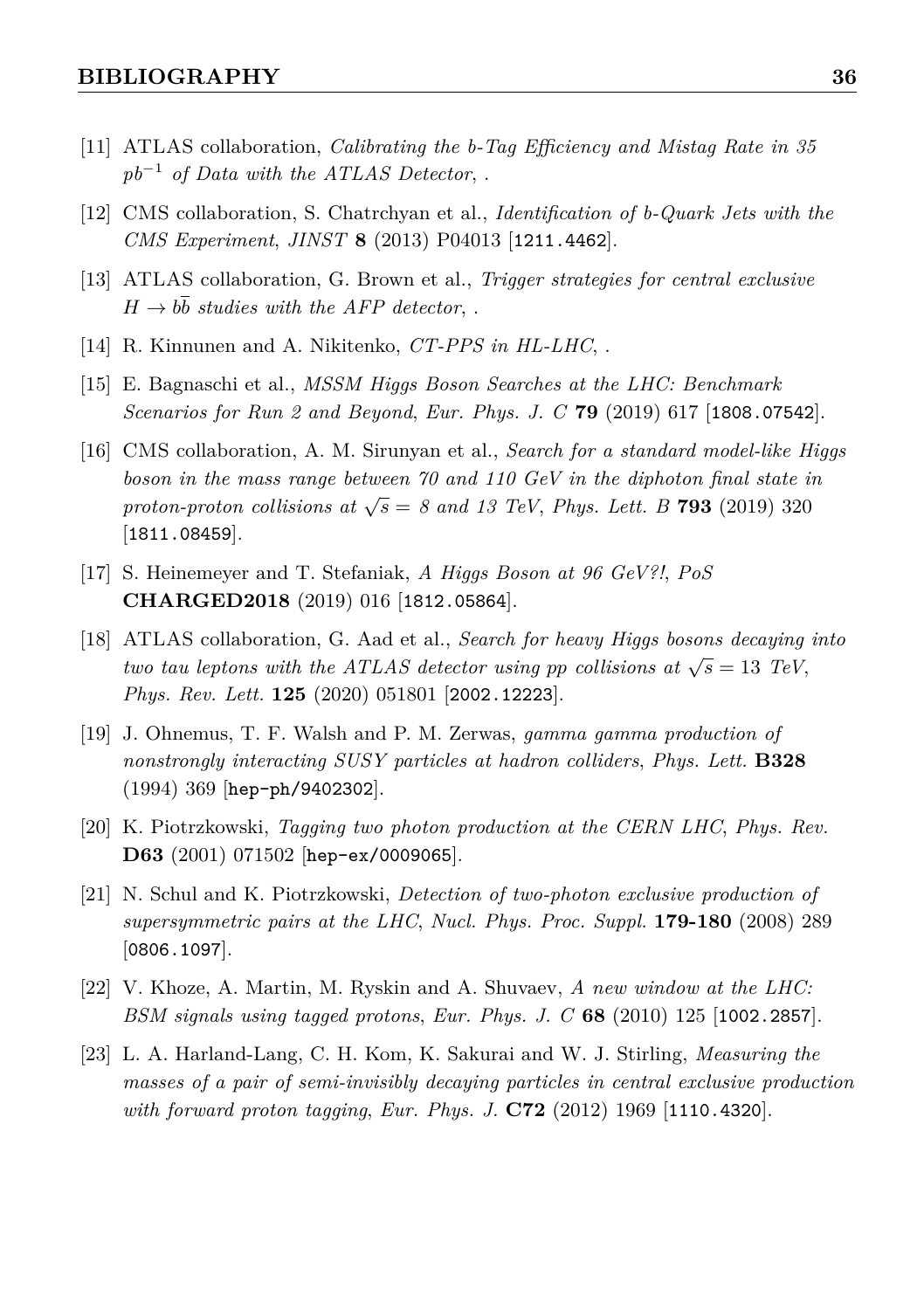[11] ATLAS collaboration, *Calibrating the b-Tag Efficiency and Mistag Rate in 35 $pb^{-1}$ of Data with the ATLAS Detector*, .

[12] CMS collaboration, S. Chatrchyan et al., *Identification of b-Quark Jets with the CMS Experiment*, *JINST* **8** (2013) P04013 [1211.4462].

[13] ATLAS collaboration, G. Brown et al., *Trigger strategies for central exclusive $H \to b\bar{b}$ studies with the AFP detector*, .

[14] R. Kinnunen and A. Nikitenko, *CT-PPS in HL-LHC*, .

[15] E. Bagnaschi et al., *MSSM Higgs Boson Searches at the LHC: Benchmark Scenarios for Run 2 and Beyond*, *Eur. Phys. J. C* **79** (2019) 617 [1808.07542].

[16] CMS collaboration, A. M. Sirunyan et al., *Search for a standard model-like Higgs boson in the mass range between 70 and 110 GeV in the diphoton final state in proton-proton collisions at $\sqrt{s} =$ 8 and 13 TeV*, *Phys. Lett. B* **793** (2019) 320 [1811.08459].

[17] S. Heinemeyer and T. Stefaniak, *A Higgs Boson at 96 GeV?!*, *PoS* **CHARGED2018** (2019) 016 [1812.05864].

[18] ATLAS collaboration, G. Aad et al., *Search for heavy Higgs bosons decaying into two tau leptons with the ATLAS detector using pp collisions at $\sqrt{s} = 13$ TeV*, *Phys. Rev. Lett.* **125** (2020) 051801 [2002.12223].

[19] J. Ohnemus, T. F. Walsh and P. M. Zerwas, *gamma gamma production of nonstrongly interacting SUSY particles at hadron colliders*, *Phys. Lett.* **B328** (1994) 369 [hep-ph/9402302].

[20] K. Piotrzkowski, *Tagging two photon production at the CERN LHC*, *Phys. Rev.* **D63** (2001) 071502 [hep-ex/0009065].

[21] N. Schul and K. Piotrzkowski, *Detection of two-photon exclusive production of supersymmetric pairs at the LHC*, *Nucl. Phys. Proc. Suppl.* **179-180** (2008) 289 [0806.1097].

[22] V. Khoze, A. Martin, M. Ryskin and A. Shuvaev, *A new window at the LHC: BSM signals using tagged protons*, *Eur. Phys. J. C* **68** (2010) 125 [1002.2857].

[23] L. A. Harland-Lang, C. H. Kom, K. Sakurai and W. J. Stirling, *Measuring the masses of a pair of semi-invisibly decaying particles in central exclusive production with forward proton tagging*, *Eur. Phys. J.* **C72** (2012) 1969 [1110.4320].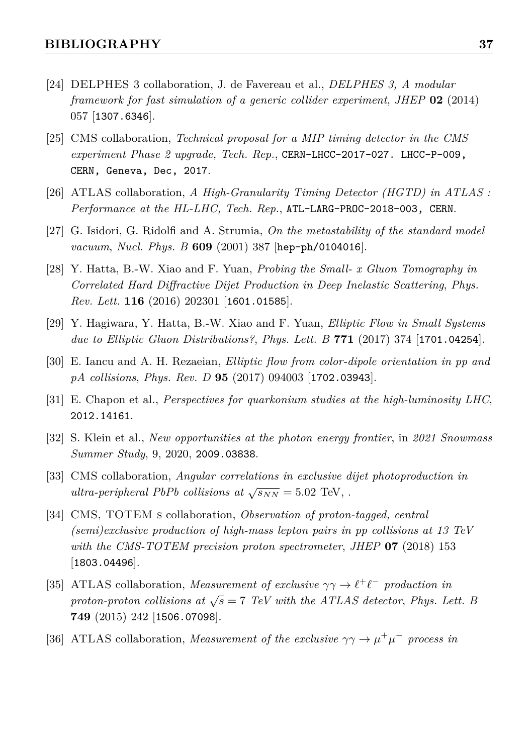[24] DELPHES 3 collaboration, J. de Favereau et al., *DELPHES 3, A modular framework for fast simulation of a generic collider experiment*, *JHEP* **02** (2014) 057 [1307.6346].

[25] CMS collaboration, *Technical proposal for a MIP timing detector in the CMS experiment Phase 2 upgrade, Tech. Rep.*, CERN-LHCC-2017-027. LHCC-P-009, CERN, Geneva, Dec, 2017.

[26] ATLAS collaboration, *A High-Granularity Timing Detector (HGTD) in ATLAS : Performance at the HL-LHC, Tech. Rep.*, ATL-LARG-PROC-2018-003, CERN.

[27] G. Isidori, G. Ridolfi and A. Strumia, *On the metastability of the standard model vacuum*, *Nucl. Phys. B* **609** (2001) 387 [hep-ph/0104016].

[28] Y. Hatta, B.-W. Xiao and F. Yuan, *Probing the Small- x Gluon Tomography in Correlated Hard Diffractive Dijet Production in Deep Inelastic Scattering*, *Phys. Rev. Lett.* **116** (2016) 202301 [1601.01585].

[29] Y. Hagiwara, Y. Hatta, B.-W. Xiao and F. Yuan, *Elliptic Flow in Small Systems due to Elliptic Gluon Distributions?*, *Phys. Lett. B* **771** (2017) 374 [1701.04254].

[30] E. Iancu and A. H. Rezaeian, *Elliptic flow from color-dipole orientation in pp and pA collisions*, *Phys. Rev. D* **95** (2017) 094003 [1702.03943].

[31] E. Chapon et al., *Perspectives for quarkonium studies at the high-luminosity LHC*, 2012.14161.

[32] S. Klein et al., *New opportunities at the photon energy frontier*, in *2021 Snowmass Summer Study*, 9, 2020, 2009.03838.

[33] CMS collaboration, *Angular correlations in exclusive dijet photoproduction in ultra-peripheral PbPb collisions at* $\sqrt{s_{NN}} = 5.02$ TeV, .

[34] CMS, TOTEM S collaboration, *Observation of proton-tagged, central (semi)exclusive production of high-mass lepton pairs in pp collisions at 13 TeV with the CMS-TOTEM precision proton spectrometer*, *JHEP* **07** (2018) 153 [1803.04496].

[35] ATLAS collaboration, *Measurement of exclusive* $\gamma\gamma \to \ell^+\ell^-$ *production in proton-proton collisions at* $\sqrt{s} = 7$ *TeV with the ATLAS detector*, *Phys. Lett. B* **749** (2015) 242 [1506.07098].

[36] ATLAS collaboration, *Measurement of the exclusive* $\gamma\gamma \to \mu^+\mu^-$ *process in*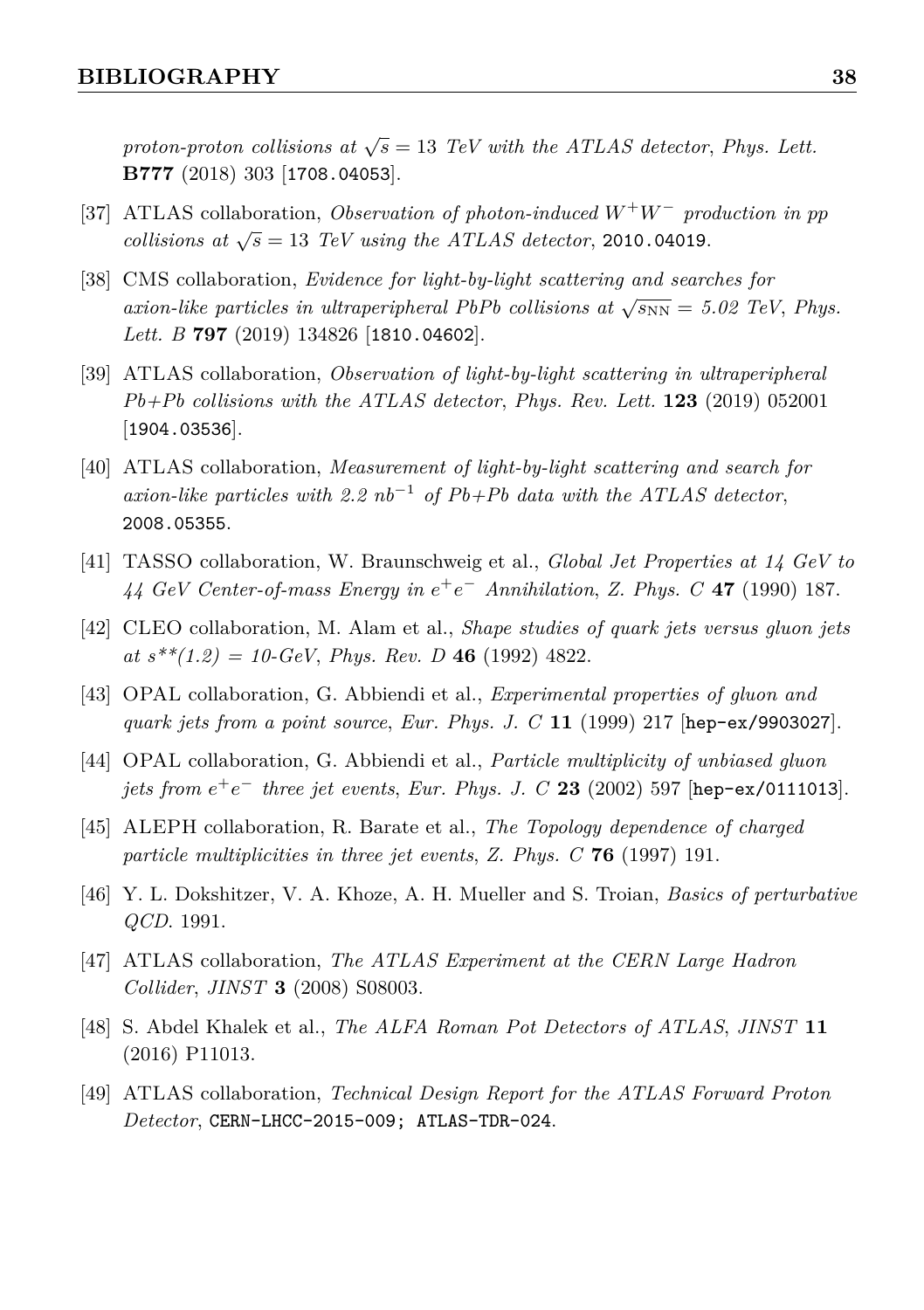*proton-proton collisions at $\sqrt{s} = 13$ TeV with the ATLAS detector*, *Phys. Lett.* **B777** (2018) 303 [1708.04053].

[37] ATLAS collaboration, *Observation of photon-induced $W^+W^-$ production in pp collisions at $\sqrt{s} = 13$ TeV using the ATLAS detector*, 2010.04019.

[38] CMS collaboration, *Evidence for light-by-light scattering and searches for axion-like particles in ultraperipheral PbPb collisions at $\sqrt{s_{\mathrm{NN}}}$ = 5.02 TeV*, *Phys. Lett. B* **797** (2019) 134826 [1810.04602].

[39] ATLAS collaboration, *Observation of light-by-light scattering in ultraperipheral Pb+Pb collisions with the ATLAS detector*, *Phys. Rev. Lett.* **123** (2019) 052001 [1904.03536].

[40] ATLAS collaboration, *Measurement of light-by-light scattering and search for axion-like particles with 2.2 $nb^{-1}$ of Pb+Pb data with the ATLAS detector*, 2008.05355.

[41] TASSO collaboration, W. Braunschweig et al., *Global Jet Properties at 14 GeV to 44 GeV Center-of-mass Energy in $e^+e^-$ Annihilation*, *Z. Phys. C* **47** (1990) 187.

[42] CLEO collaboration, M. Alam et al., *Shape studies of quark jets versus gluon jets at s**(1.2) = 10-GeV*, *Phys. Rev. D* **46** (1992) 4822.

[43] OPAL collaboration, G. Abbiendi et al., *Experimental properties of gluon and quark jets from a point source*, *Eur. Phys. J. C* **11** (1999) 217 [hep-ex/9903027].

[44] OPAL collaboration, G. Abbiendi et al., *Particle multiplicity of unbiased gluon jets from $e^+e^-$ three jet events*, *Eur. Phys. J. C* **23** (2002) 597 [hep-ex/0111013].

[45] ALEPH collaboration, R. Barate et al., *The Topology dependence of charged particle multiplicities in three jet events*, *Z. Phys. C* **76** (1997) 191.

[46] Y. L. Dokshitzer, V. A. Khoze, A. H. Mueller and S. Troian, *Basics of perturbative QCD*. 1991.

[47] ATLAS collaboration, *The ATLAS Experiment at the CERN Large Hadron Collider*, *JINST* **3** (2008) S08003.

[48] S. Abdel Khalek et al., *The ALFA Roman Pot Detectors of ATLAS*, *JINST* **11** (2016) P11013.

[49] ATLAS collaboration, *Technical Design Report for the ATLAS Forward Proton Detector*, CERN-LHCC-2015-009; ATLAS-TDR-024.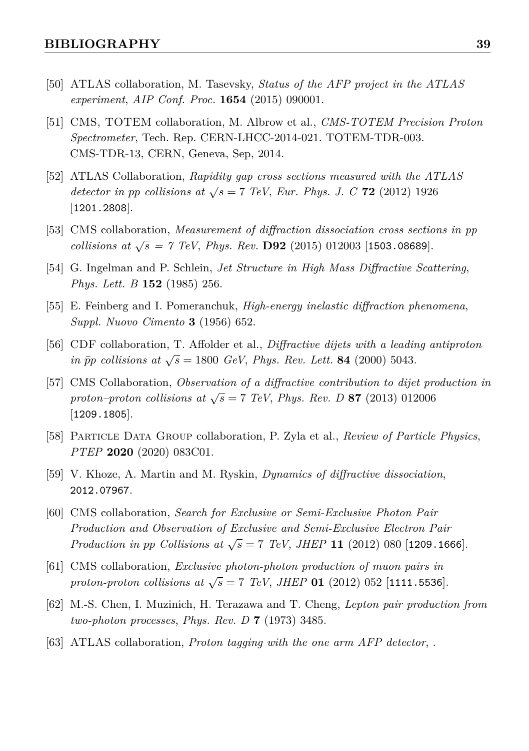[50] ATLAS collaboration, M. Tasevsky, *Status of the AFP project in the ATLAS experiment*, *AIP Conf. Proc.* **1654** (2015) 090001.

[51] CMS, TOTEM collaboration, M. Albrow et al., *CMS-TOTEM Precision Proton Spectrometer*, Tech. Rep. CERN-LHCC-2014-021. TOTEM-TDR-003. CMS-TDR-13, CERN, Geneva, Sep, 2014.

[52] ATLAS Collaboration, *Rapidity gap cross sections measured with the ATLAS detector in pp collisions at $\sqrt{s} = 7$ TeV*, *Eur. Phys. J. C* **72** (2012) 1926 [1201.2808].

[53] CMS collaboration, *Measurement of diffraction dissociation cross sections in pp collisions at $\sqrt{s} = 7$ TeV*, *Phys. Rev.* **D92** (2015) 012003 [1503.08689].

[54] G. Ingelman and P. Schlein, *Jet Structure in High Mass Diffractive Scattering*, *Phys. Lett. B* **152** (1985) 256.

[55] E. Feinberg and I. Pomeranchuk, *High-energy inelastic diffraction phenomena*, *Suppl. Nuovo Cimento* **3** (1956) 652.

[56] CDF collaboration, T. Affolder et al., *Diffractive dijets with a leading antiproton in $\bar{p}p$ collisions at $\sqrt{s} = 1800$ GeV*, *Phys. Rev. Lett.* **84** (2000) 5043.

[57] CMS Collaboration, *Observation of a diffractive contribution to dijet production in proton–proton collisions at $\sqrt{s} = 7$ TeV*, *Phys. Rev. D* **87** (2013) 012006 [1209.1805].

[58] Particle Data Group collaboration, P. Zyla et al., *Review of Particle Physics*, *PTEP* **2020** (2020) 083C01.

[59] V. Khoze, A. Martin and M. Ryskin, *Dynamics of diffractive dissociation*, 2012.07967.

[60] CMS collaboration, *Search for Exclusive or Semi-Exclusive Photon Pair Production and Observation of Exclusive and Semi-Exclusive Electron Pair Production in pp Collisions at $\sqrt{s} = 7$ TeV*, *JHEP* **11** (2012) 080 [1209.1666].

[61] CMS collaboration, *Exclusive photon-photon production of muon pairs in proton-proton collisions at $\sqrt{s} = 7$ TeV*, *JHEP* **01** (2012) 052 [1111.5536].

[62] M.-S. Chen, I. Muzinich, H. Terazawa and T. Cheng, *Lepton pair production from two-photon processes*, *Phys. Rev. D* **7** (1973) 3485.

[63] ATLAS collaboration, *Proton tagging with the one arm AFP detector*, .